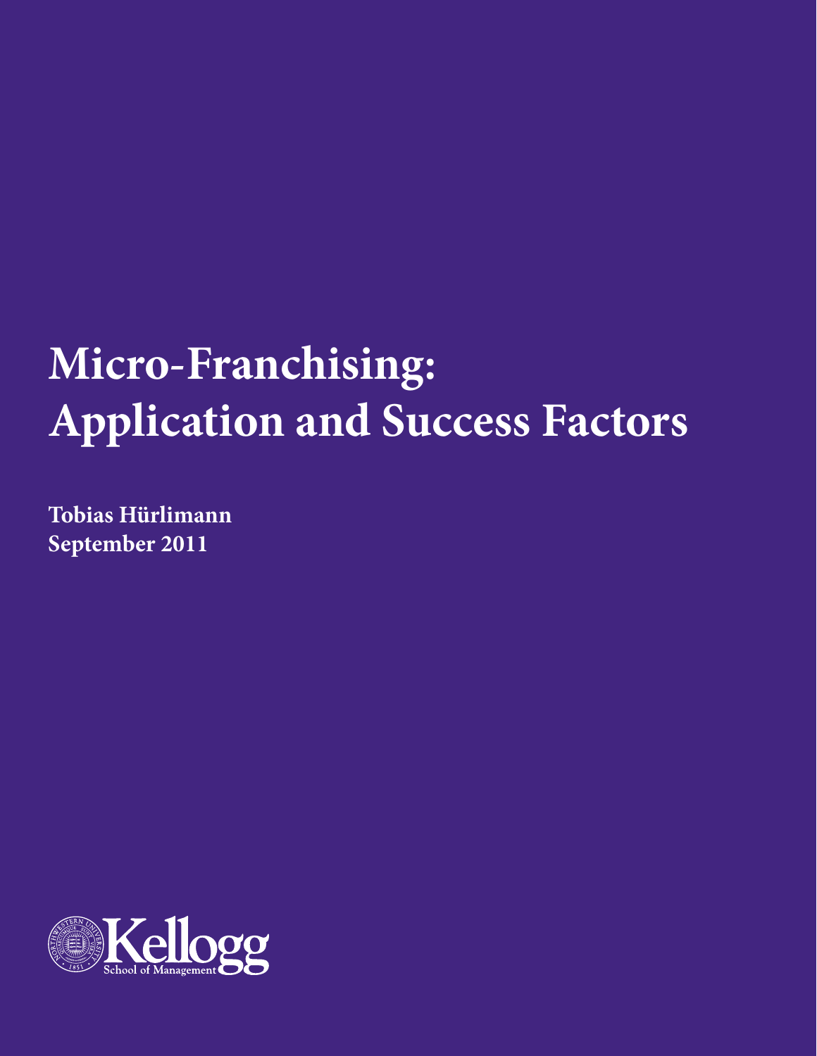# Micro-Franchising: Application and Success Factors

**Tobias Hürlimann**
**September 2011**

Kellogg School of Management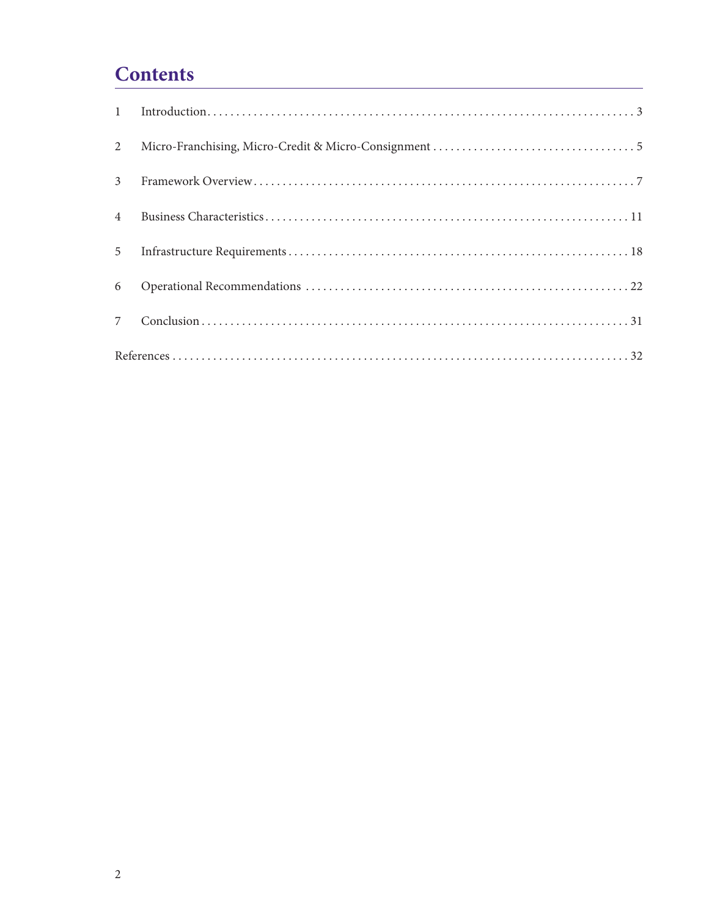# Contents

1 Introduction . . . . . . . . . . . . . . . . . . . . . . . . . . . . . . . . . . . . . . . . . . . . . . . . . . . . . . . . . . . . . . . . . . . . . . 3

2 Micro-Franchising, Micro-Credit & Micro-Consignment . . . . . . . . . . . . . . . . . . . . . . . . . . . . . . . . . . . 5

3 Framework Overview . . . . . . . . . . . . . . . . . . . . . . . . . . . . . . . . . . . . . . . . . . . . . . . . . . . . . . . . . . . . . . . . 7

4 Business Characteristics . . . . . . . . . . . . . . . . . . . . . . . . . . . . . . . . . . . . . . . . . . . . . . . . . . . . . . . . . . . . . 11

5 Infrastructure Requirements . . . . . . . . . . . . . . . . . . . . . . . . . . . . . . . . . . . . . . . . . . . . . . . . . . . . . . . . . 18

6 Operational Recommendations . . . . . . . . . . . . . . . . . . . . . . . . . . . . . . . . . . . . . . . . . . . . . . . . . . . . . . . 22

7 Conclusion . . . . . . . . . . . . . . . . . . . . . . . . . . . . . . . . . . . . . . . . . . . . . . . . . . . . . . . . . . . . . . . . . . . . . . . . . 31

References . . . . . . . . . . . . . . . . . . . . . . . . . . . . . . . . . . . . . . . . . . . . . . . . . . . . . . . . . . . . . . . . . . . . . . . . . . . 32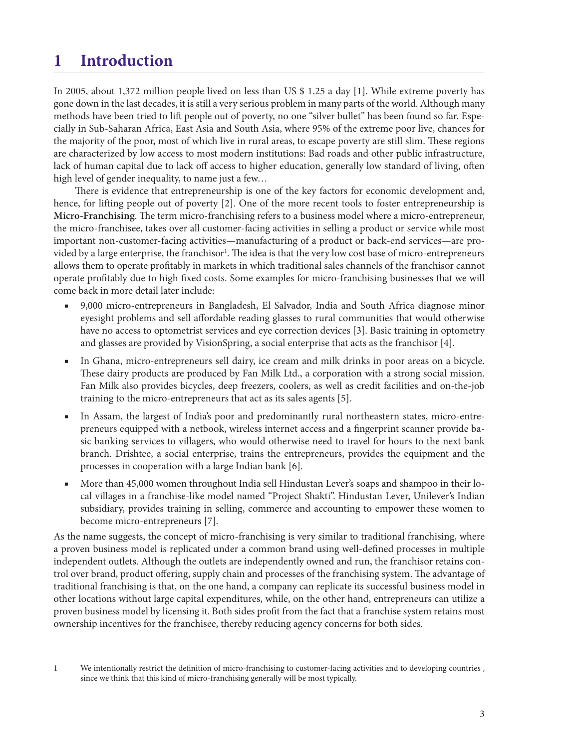# 1 Introduction

In 2005, about 1,372 million people lived on less than US $ 1.25 a day [1]. While extreme poverty has gone down in the last decades, it is still a very serious problem in many parts of the world. Although many methods have been tried to lift people out of poverty, no one "silver bullet" has been found so far. Especially in Sub-Saharan Africa, East Asia and South Asia, where 95% of the extreme poor live, chances for the majority of the poor, most of which live in rural areas, to escape poverty are still slim. These regions are characterized by low access to most modern institutions: Bad roads and other public infrastructure, lack of human capital due to lack off access to higher education, generally low standard of living, often high level of gender inequality, to name just a few…

There is evidence that entrepreneurship is one of the key factors for economic development and, hence, for lifting people out of poverty [2]. One of the more recent tools to foster entrepreneurship is **Micro-Franchising**. The term micro-franchising refers to a business model where a micro-entrepreneur, the micro-franchisee, takes over all customer-facing activities in selling a product or service while most important non-customer-facing activities—manufacturing of a product or back-end services—are provided by a large enterprise, the franchisor[1]. The idea is that the very low cost base of micro-entrepreneurs allows them to operate profitably in markets in which traditional sales channels of the franchisor cannot operate profitably due to high fixed costs. Some examples for micro-franchising businesses that we will come back in more detail later include:

- 9,000 micro-entrepreneurs in Bangladesh, El Salvador, India and South Africa diagnose minor eyesight problems and sell affordable reading glasses to rural communities that would otherwise have no access to optometrist services and eye correction devices [3]. Basic training in optometry and glasses are provided by VisionSpring, a social enterprise that acts as the franchisor [4].
- In Ghana, micro-entrepreneurs sell dairy, ice cream and milk drinks in poor areas on a bicycle. These dairy products are produced by Fan Milk Ltd., a corporation with a strong social mission. Fan Milk also provides bicycles, deep freezers, coolers, as well as credit facilities and on-the-job training to the micro-entrepreneurs that act as its sales agents [5].
- In Assam, the largest of India's poor and predominantly rural northeastern states, micro-entrepreneurs equipped with a netbook, wireless internet access and a fingerprint scanner provide basic banking services to villagers, who would otherwise need to travel for hours to the next bank branch. Drishtee, a social enterprise, trains the entrepreneurs, provides the equipment and the processes in cooperation with a large Indian bank [6].
- More than 45,000 women throughout India sell Hindustan Lever's soaps and shampoo in their local villages in a franchise-like model named "Project Shakti". Hindustan Lever, Unilever's Indian subsidiary, provides training in selling, commerce and accounting to empower these women to become micro-entrepreneurs [7].

As the name suggests, the concept of micro-franchising is very similar to traditional franchising, where a proven business model is replicated under a common brand using well-defined processes in multiple independent outlets. Although the outlets are independently owned and run, the franchisor retains control over brand, product offering, supply chain and processes of the franchising system. The advantage of traditional franchising is that, on the one hand, a company can replicate its successful business model in other locations without large capital expenditures, while, on the other hand, entrepreneurs can utilize a proven business model by licensing it. Both sides profit from the fact that a franchise system retains most ownership incentives for the franchisee, thereby reducing agency concerns for both sides.

---

1 We intentionally restrict the definition of micro-franchising to customer-facing activities and to developing countries , since we think that this kind of micro-franchising generally will be most typically.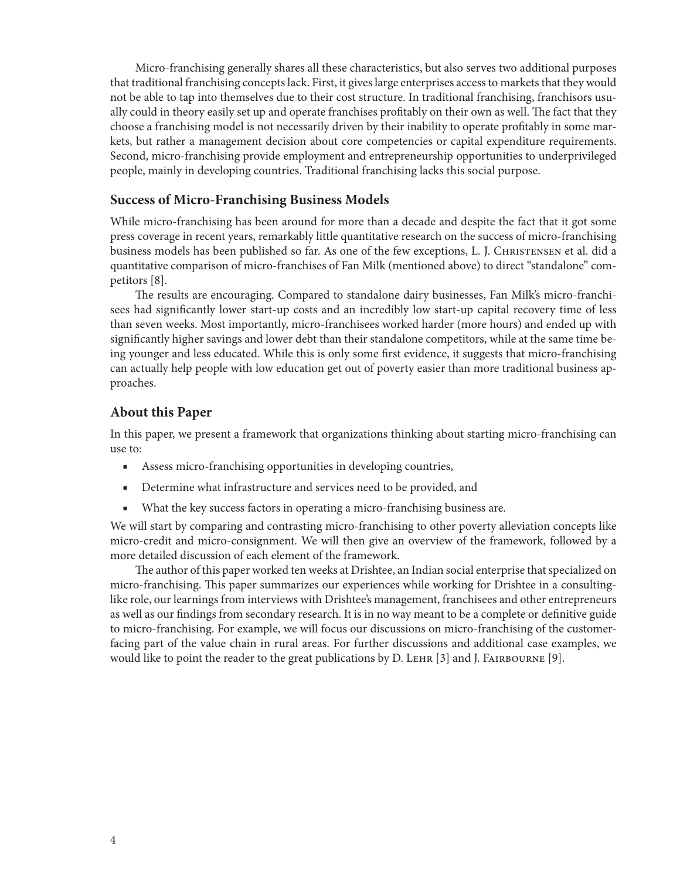Micro-franchising generally shares all these characteristics, but also serves two additional purposes that traditional franchising concepts lack. First, it gives large enterprises access to markets that they would not be able to tap into themselves due to their cost structure. In traditional franchising, franchisors usually could in theory easily set up and operate franchises profitably on their own as well. The fact that they choose a franchising model is not necessarily driven by their inability to operate profitably in some markets, but rather a management decision about core competencies or capital expenditure requirements. Second, micro-franchising provide employment and entrepreneurship opportunities to underprivileged people, mainly in developing countries. Traditional franchising lacks this social purpose.

## Success of Micro-Franchising Business Models

While micro-franchising has been around for more than a decade and despite the fact that it got some press coverage in recent years, remarkably little quantitative research on the success of micro-franchising business models has been published so far. As one of the few exceptions, L. J. Christensen et al. did a quantitative comparison of micro-franchises of Fan Milk (mentioned above) to direct "standalone" competitors [8].

The results are encouraging. Compared to standalone dairy businesses, Fan Milk's micro-franchisees had significantly lower start-up costs and an incredibly low start-up capital recovery time of less than seven weeks. Most importantly, micro-franchisees worked harder (more hours) and ended up with significantly higher savings and lower debt than their standalone competitors, while at the same time being younger and less educated. While this is only some first evidence, it suggests that micro-franchising can actually help people with low education get out of poverty easier than more traditional business approaches.

## About this Paper

In this paper, we present a framework that organizations thinking about starting micro-franchising can use to:

- Assess micro-franchising opportunities in developing countries,
- Determine what infrastructure and services need to be provided, and
- What the key success factors in operating a micro-franchising business are.

We will start by comparing and contrasting micro-franchising to other poverty alleviation concepts like micro-credit and micro-consignment. We will then give an overview of the framework, followed by a more detailed discussion of each element of the framework.

The author of this paper worked ten weeks at Drishtee, an Indian social enterprise that specialized on micro-franchising. This paper summarizes our experiences while working for Drishtee in a consulting-like role, our learnings from interviews with Drishtee's management, franchisees and other entrepreneurs as well as our findings from secondary research. It is in no way meant to be a complete or definitive guide to micro-franchising. For example, we will focus our discussions on micro-franchising of the customer-facing part of the value chain in rural areas. For further discussions and additional case examples, we would like to point the reader to the great publications by D. Lehr [3] and J. Fairbourne [9].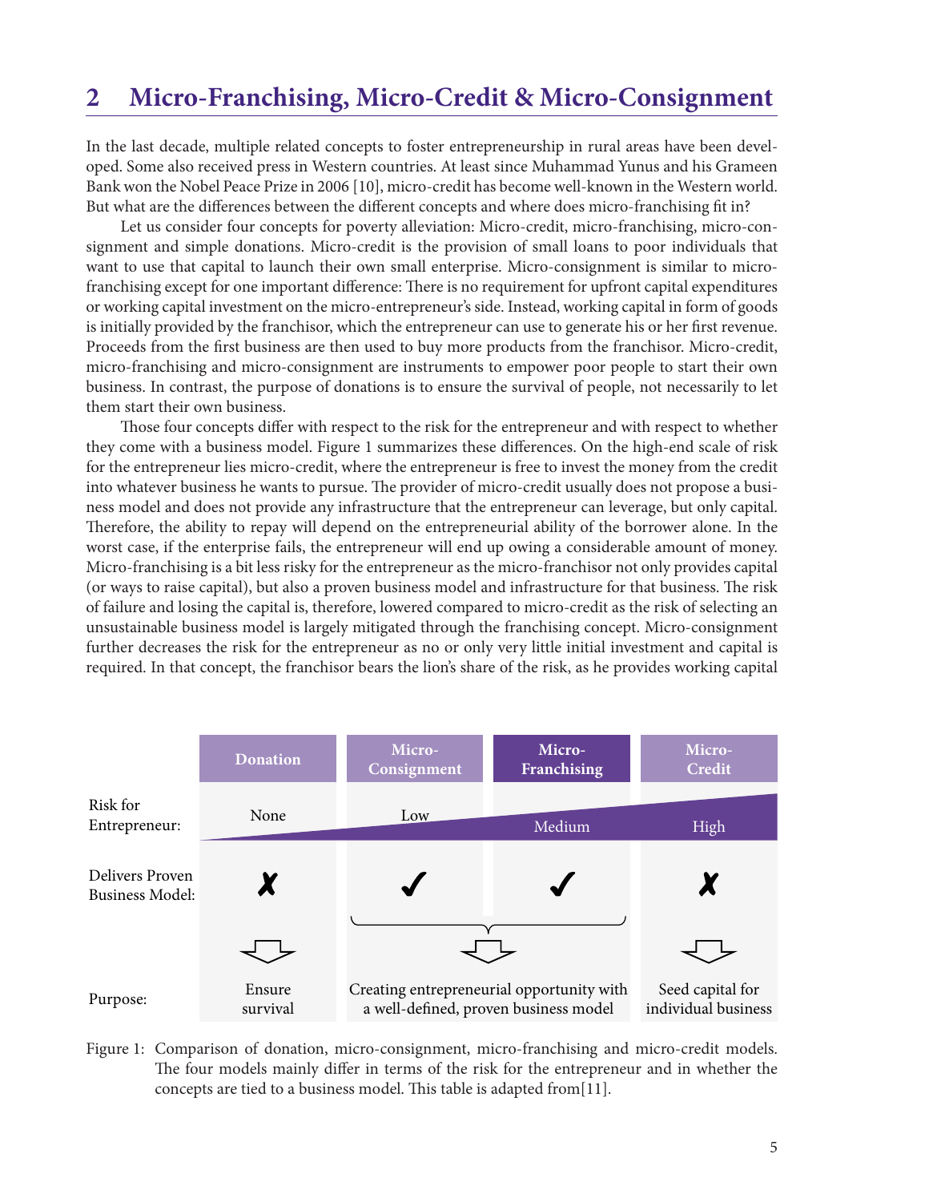## 2 Micro-Franchising, Micro-Credit & Micro-Consignment

In the last decade, multiple related concepts to foster entrepreneurship in rural areas have been developed. Some also received press in Western countries. At least since Muhammad Yunus and his Grameen Bank won the Nobel Peace Prize in 2006 [10], micro-credit has become well-known in the Western world. But what are the differences between the different concepts and where does micro-franchising fit in?

Let us consider four concepts for poverty alleviation: Micro-credit, micro-franchising, micro-consignment and simple donations. Micro-credit is the provision of small loans to poor individuals that want to use that capital to launch their own small enterprise. Micro-consignment is similar to micro-franchising except for one important difference: There is no requirement for upfront capital expenditures or working capital investment on the micro-entrepreneur's side. Instead, working capital in form of goods is initially provided by the franchisor, which the entrepreneur can use to generate his or her first revenue. Proceeds from the first business are then used to buy more products from the franchisor. Micro-credit, micro-franchising and micro-consignment are instruments to empower poor people to start their own business. In contrast, the purpose of donations is to ensure the survival of people, not necessarily to let them start their own business.

Those four concepts differ with respect to the risk for the entrepreneur and with respect to whether they come with a business model. Figure 1 summarizes these differences. On the high-end scale of risk for the entrepreneur lies micro-credit, where the entrepreneur is free to invest the money from the credit into whatever business he wants to pursue. The provider of micro-credit usually does not propose a business model and does not provide any infrastructure that the entrepreneur can leverage, but only capital. Therefore, the ability to repay will depend on the entrepreneurial ability of the borrower alone. In the worst case, if the enterprise fails, the entrepreneur will end up owing a considerable amount of money. Micro-franchising is a bit less risky for the entrepreneur as the micro-franchisor not only provides capital (or ways to raise capital), but also a proven business model and infrastructure for that business. The risk of failure and losing the capital is, therefore, lowered compared to micro-credit as the risk of selecting an unsustainable business model is largely mitigated through the franchising concept. Micro-consignment further decreases the risk for the entrepreneur as no or only very little initial investment and capital is required. In that concept, the franchisor bears the lion's share of the risk, as he provides working capital

| | Donation | Micro-Consignment | Micro-Franchising | Micro-Credit |
|---|---|---|---|---|
| Risk for Entrepreneur: | None | Low | Medium | High |
| Delivers Proven Business Model: | ✗ | ✓ | ✓ | ✗ |
| Purpose: | Ensure survival | Creating entrepreneurial opportunity with a well-defined, proven business model | | Seed capital for individual business |

Figure 1: Comparison of donation, micro-consignment, micro-franchising and micro-credit models. The four models mainly differ in terms of the risk for the entrepreneur and in whether the concepts are tied to a business model. This table is adapted from[11].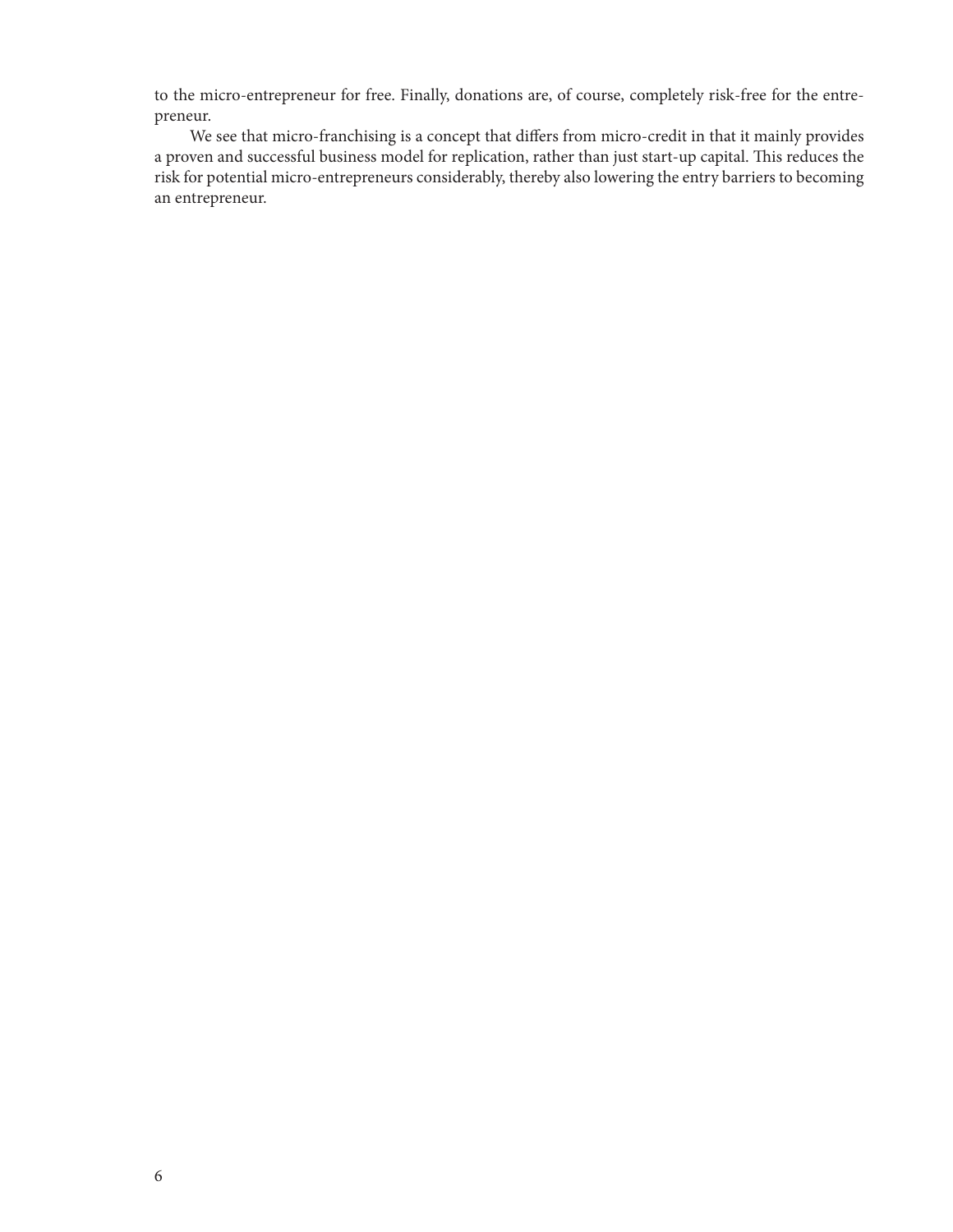to the micro-entrepreneur for free. Finally, donations are, of course, completely risk-free for the entrepreneur.

We see that micro-franchising is a concept that differs from micro-credit in that it mainly provides a proven and successful business model for replication, rather than just start-up capital. This reduces the risk for potential micro-entrepreneurs considerably, thereby also lowering the entry barriers to becoming an entrepreneur.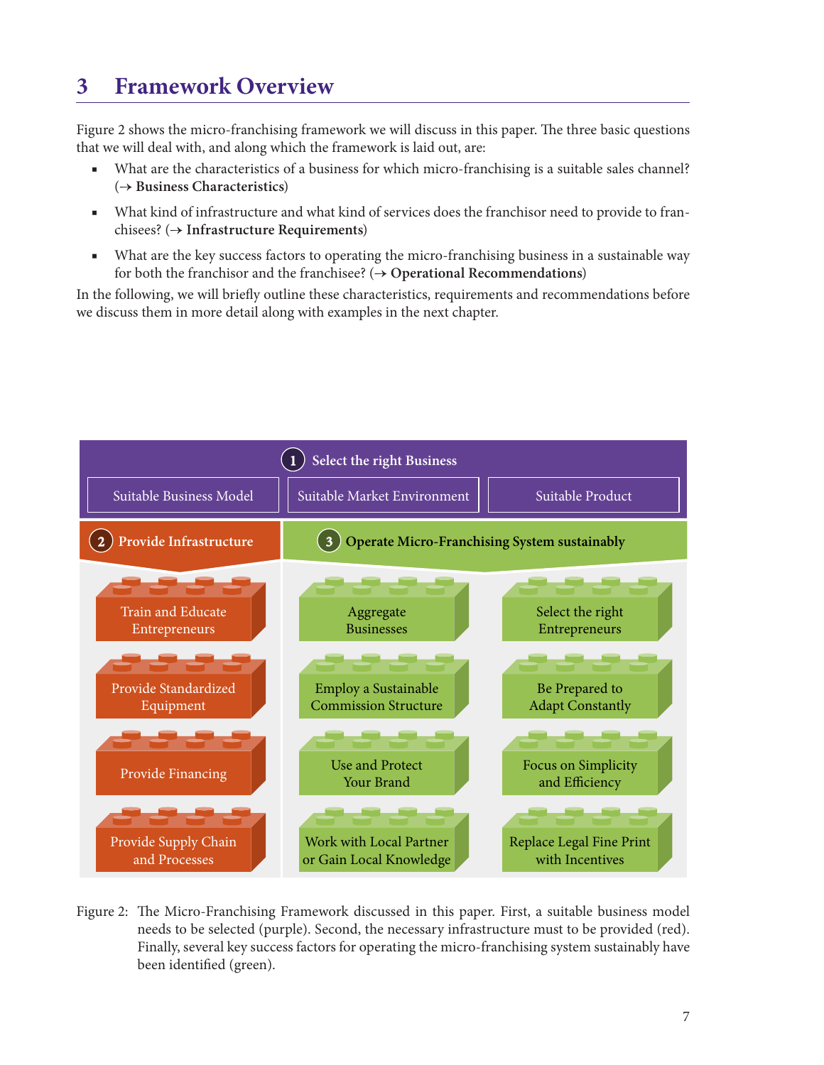## 3 Framework Overview

Figure 2 shows the micro-franchising framework we will discuss in this paper. The three basic questions that we will deal with, and along which the framework is laid out, are:

- What are the characteristics of a business for which micro-franchising is a suitable sales channel? (→ **Business Characteristics**)
- What kind of infrastructure and what kind of services does the franchisor need to provide to franchisees? (→ **Infrastructure Requirements**)
- What are the key success factors to operating the micro-franchising business in a sustainable way for both the franchisor and the franchisee? (→ **Operational Recommendations**)

In the following, we will briefly outline these characteristics, requirements and recommendations before we discuss them in more detail along with examples in the next chapter.

**1 Select the right Business**

- Suitable Business Model
- Suitable Market Environment
- Suitable Product

**2 Provide Infrastructure**

- Train and Educate Entrepreneurs
- Provide Standardized Equipment
- Provide Financing
- Provide Supply Chain and Processes

**3 Operate Micro-Franchising System sustainably**

- Aggregate Businesses
- Select the right Entrepreneurs
- Employ a Sustainable Commission Structure
- Be Prepared to Adapt Constantly
- Use and Protect Your Brand
- Focus on Simplicity and Efficiency
- Work with Local Partner or Gain Local Knowledge
- Replace Legal Fine Print with Incentives

Figure 2: The Micro-Franchising Framework discussed in this paper. First, a suitable business model needs to be selected (purple). Second, the necessary infrastructure must to be provided (red). Finally, several key success factors for operating the micro-franchising system sustainably have been identified (green).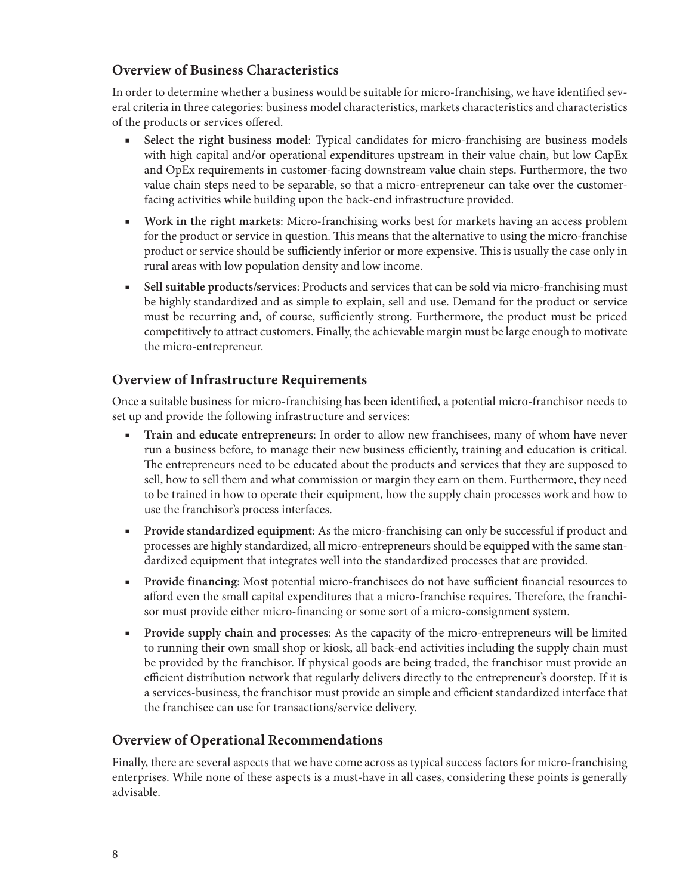## Overview of Business Characteristics

In order to determine whether a business would be suitable for micro-franchising, we have identified several criteria in three categories: business model characteristics, markets characteristics and characteristics of the products or services offered.

- **Select the right business model**: Typical candidates for micro-franchising are business models with high capital and/or operational expenditures upstream in their value chain, but low CapEx and OpEx requirements in customer-facing downstream value chain steps. Furthermore, the two value chain steps need to be separable, so that a micro-entrepreneur can take over the customer-facing activities while building upon the back-end infrastructure provided.
- **Work in the right markets**: Micro-franchising works best for markets having an access problem for the product or service in question. This means that the alternative to using the micro-franchise product or service should be sufficiently inferior or more expensive. This is usually the case only in rural areas with low population density and low income.
- **Sell suitable products/services**: Products and services that can be sold via micro-franchising must be highly standardized and as simple to explain, sell and use. Demand for the product or service must be recurring and, of course, sufficiently strong. Furthermore, the product must be priced competitively to attract customers. Finally, the achievable margin must be large enough to motivate the micro-entrepreneur.

## Overview of Infrastructure Requirements

Once a suitable business for micro-franchising has been identified, a potential micro-franchisor needs to set up and provide the following infrastructure and services:

- **Train and educate entrepreneurs**: In order to allow new franchisees, many of whom have never run a business before, to manage their new business efficiently, training and education is critical. The entrepreneurs need to be educated about the products and services that they are supposed to sell, how to sell them and what commission or margin they earn on them. Furthermore, they need to be trained in how to operate their equipment, how the supply chain processes work and how to use the franchisor's process interfaces.
- **Provide standardized equipment**: As the micro-franchising can only be successful if product and processes are highly standardized, all micro-entrepreneurs should be equipped with the same standardized equipment that integrates well into the standardized processes that are provided.
- **Provide financing**: Most potential micro-franchisees do not have sufficient financial resources to afford even the small capital expenditures that a micro-franchise requires. Therefore, the franchisor must provide either micro-financing or some sort of a micro-consignment system.
- **Provide supply chain and processes**: As the capacity of the micro-entrepreneurs will be limited to running their own small shop or kiosk, all back-end activities including the supply chain must be provided by the franchisor. If physical goods are being traded, the franchisor must provide an efficient distribution network that regularly delivers directly to the entrepreneur's doorstep. If it is a services-business, the franchisor must provide an simple and efficient standardized interface that the franchisee can use for transactions/service delivery.

## Overview of Operational Recommendations

Finally, there are several aspects that we have come across as typical success factors for micro-franchising enterprises. While none of these aspects is a must-have in all cases, considering these points is generally advisable.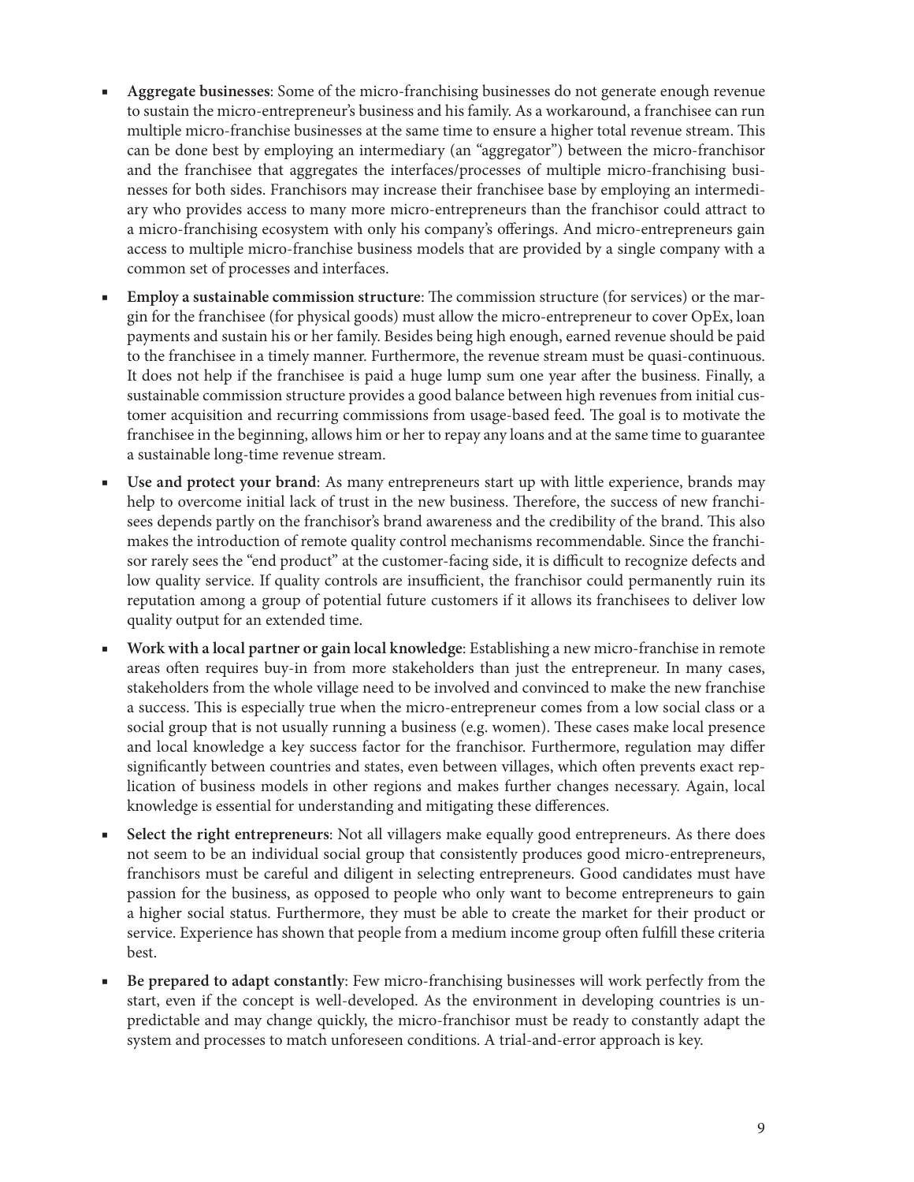- **Aggregate businesses**: Some of the micro-franchising businesses do not generate enough revenue to sustain the micro-entrepreneur's business and his family. As a workaround, a franchisee can run multiple micro-franchise businesses at the same time to ensure a higher total revenue stream. This can be done best by employing an intermediary (an "aggregator") between the micro-franchisor and the franchisee that aggregates the interfaces/processes of multiple micro-franchising businesses for both sides. Franchisors may increase their franchisee base by employing an intermediary who provides access to many more micro-entrepreneurs than the franchisor could attract to a micro-franchising ecosystem with only his company's offerings. And micro-entrepreneurs gain access to multiple micro-franchise business models that are provided by a single company with a common set of processes and interfaces.
- **Employ a sustainable commission structure**: The commission structure (for services) or the margin for the franchisee (for physical goods) must allow the micro-entrepreneur to cover OpEx, loan payments and sustain his or her family. Besides being high enough, earned revenue should be paid to the franchisee in a timely manner. Furthermore, the revenue stream must be quasi-continuous. It does not help if the franchisee is paid a huge lump sum one year after the business. Finally, a sustainable commission structure provides a good balance between high revenues from initial customer acquisition and recurring commissions from usage-based feed. The goal is to motivate the franchisee in the beginning, allows him or her to repay any loans and at the same time to guarantee a sustainable long-time revenue stream.
- **Use and protect your brand**: As many entrepreneurs start up with little experience, brands may help to overcome initial lack of trust in the new business. Therefore, the success of new franchisees depends partly on the franchisor's brand awareness and the credibility of the brand. This also makes the introduction of remote quality control mechanisms recommendable. Since the franchisor rarely sees the "end product" at the customer-facing side, it is difficult to recognize defects and low quality service. If quality controls are insufficient, the franchisor could permanently ruin its reputation among a group of potential future customers if it allows its franchisees to deliver low quality output for an extended time.
- **Work with a local partner or gain local knowledge**: Establishing a new micro-franchise in remote areas often requires buy-in from more stakeholders than just the entrepreneur. In many cases, stakeholders from the whole village need to be involved and convinced to make the new franchise a success. This is especially true when the micro-entrepreneur comes from a low social class or a social group that is not usually running a business (e.g. women). These cases make local presence and local knowledge a key success factor for the franchisor. Furthermore, regulation may differ significantly between countries and states, even between villages, which often prevents exact replication of business models in other regions and makes further changes necessary. Again, local knowledge is essential for understanding and mitigating these differences.
- **Select the right entrepreneurs**: Not all villagers make equally good entrepreneurs. As there does not seem to be an individual social group that consistently produces good micro-entrepreneurs, franchisors must be careful and diligent in selecting entrepreneurs. Good candidates must have passion for the business, as opposed to people who only want to become entrepreneurs to gain a higher social status. Furthermore, they must be able to create the market for their product or service. Experience has shown that people from a medium income group often fulfill these criteria best.
- **Be prepared to adapt constantly**: Few micro-franchising businesses will work perfectly from the start, even if the concept is well-developed. As the environment in developing countries is unpredictable and may change quickly, the micro-franchisor must be ready to constantly adapt the system and processes to match unforeseen conditions. A trial-and-error approach is key.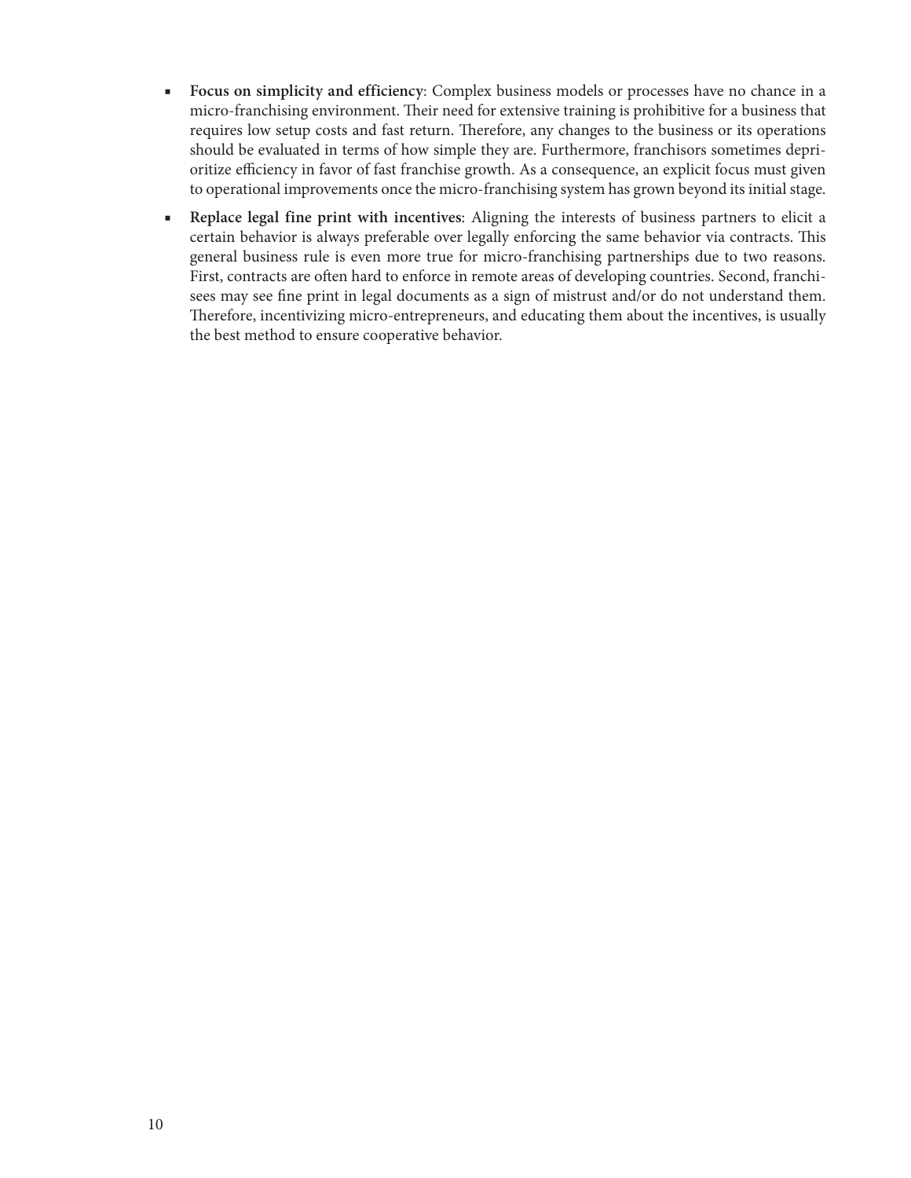- **Focus on simplicity and efficiency**: Complex business models or processes have no chance in a micro-franchising environment. Their need for extensive training is prohibitive for a business that requires low setup costs and fast return. Therefore, any changes to the business or its operations should be evaluated in terms of how simple they are. Furthermore, franchisors sometimes deprioritize efficiency in favor of fast franchise growth. As a consequence, an explicit focus must given to operational improvements once the micro-franchising system has grown beyond its initial stage.
- **Replace legal fine print with incentives**: Aligning the interests of business partners to elicit a certain behavior is always preferable over legally enforcing the same behavior via contracts. This general business rule is even more true for micro-franchising partnerships due to two reasons. First, contracts are often hard to enforce in remote areas of developing countries. Second, franchisees may see fine print in legal documents as a sign of mistrust and/or do not understand them. Therefore, incentivizing micro-entrepreneurs, and educating them about the incentives, is usually the best method to ensure cooperative behavior.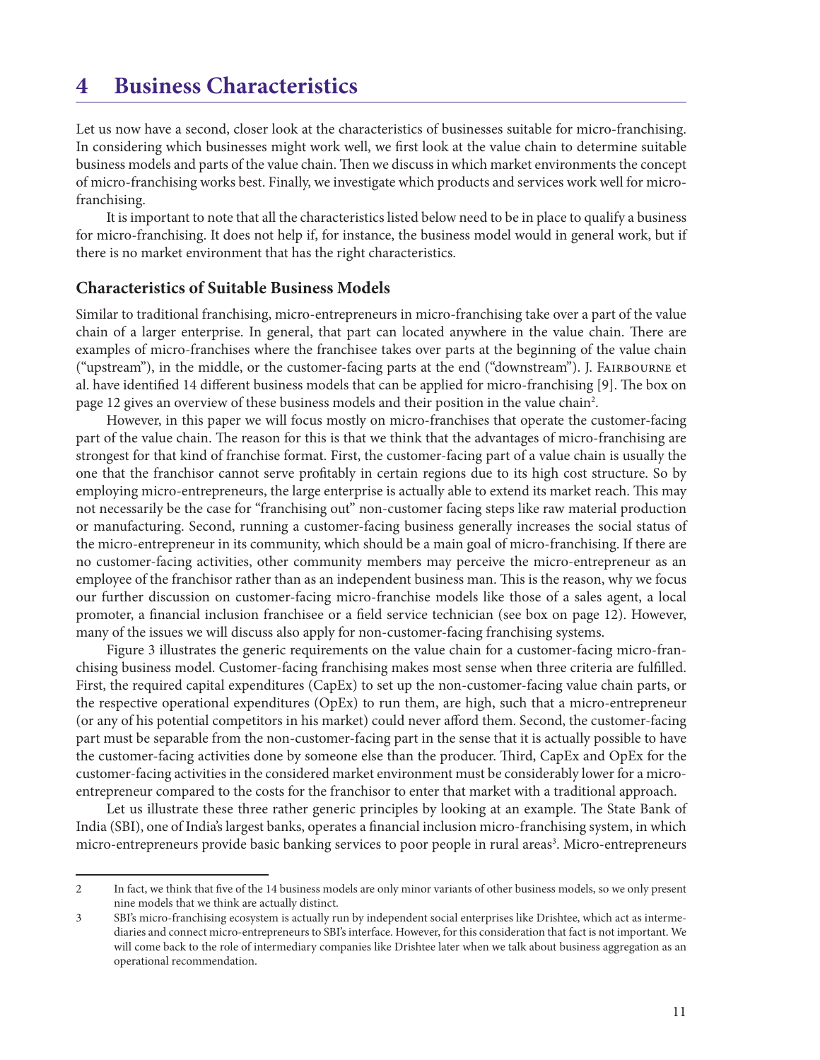# 4 Business Characteristics

Let us now have a second, closer look at the characteristics of businesses suitable for micro-franchising. In considering which businesses might work well, we first look at the value chain to determine suitable business models and parts of the value chain. Then we discuss in which market environments the concept of micro-franchising works best. Finally, we investigate which products and services work well for micro-franchising.

It is important to note that all the characteristics listed below need to be in place to qualify a business for micro-franchising. It does not help if, for instance, the business model would in general work, but if there is no market environment that has the right characteristics.

## Characteristics of Suitable Business Models

Similar to traditional franchising, micro-entrepreneurs in micro-franchising take over a part of the value chain of a larger enterprise. In general, that part can located anywhere in the value chain. There are examples of micro-franchises where the franchisee takes over parts at the beginning of the value chain ("upstream"), in the middle, or the customer-facing parts at the end ("downstream"). J. Fairbourne et al. have identified 14 different business models that can be applied for micro-franchising [9]. The box on page 12 gives an overview of these business models and their position in the value chain[2].

However, in this paper we will focus mostly on micro-franchises that operate the customer-facing part of the value chain. The reason for this is that we think that the advantages of micro-franchising are strongest for that kind of franchise format. First, the customer-facing part of a value chain is usually the one that the franchisor cannot serve profitably in certain regions due to its high cost structure. So by employing micro-entrepreneurs, the large enterprise is actually able to extend its market reach. This may not necessarily be the case for "franchising out" non-customer facing steps like raw material production or manufacturing. Second, running a customer-facing business generally increases the social status of the micro-entrepreneur in its community, which should be a main goal of micro-franchising. If there are no customer-facing activities, other community members may perceive the micro-entrepreneur as an employee of the franchisor rather than as an independent business man. This is the reason, why we focus our further discussion on customer-facing micro-franchise models like those of a sales agent, a local promoter, a financial inclusion franchisee or a field service technician (see box on page 12). However, many of the issues we will discuss also apply for non-customer-facing franchising systems.

Figure 3 illustrates the generic requirements on the value chain for a customer-facing micro-franchising business model. Customer-facing franchising makes most sense when three criteria are fulfilled. First, the required capital expenditures (CapEx) to set up the non-customer-facing value chain parts, or the respective operational expenditures (OpEx) to run them, are high, such that a micro-entrepreneur (or any of his potential competitors in his market) could never afford them. Second, the customer-facing part must be separable from the non-customer-facing part in the sense that it is actually possible to have the customer-facing activities done by someone else than the producer. Third, CapEx and OpEx for the customer-facing activities in the considered market environment must be considerably lower for a micro-entrepreneur compared to the costs for the franchisor to enter that market with a traditional approach.

Let us illustrate these three rather generic principles by looking at an example. The State Bank of India (SBI), one of India's largest banks, operates a financial inclusion micro-franchising system, in which micro-entrepreneurs provide basic banking services to poor people in rural areas[3]. Micro-entrepreneurs

---

[2] In fact, we think that five of the 14 business models are only minor variants of other business models, so we only present nine models that we think are actually distinct.

[3] SBI's micro-franchising ecosystem is actually run by independent social enterprises like Drishtee, which act as intermediaries and connect micro-entrepreneurs to SBI's interface. However, for this consideration that fact is not important. We will come back to the role of intermediary companies like Drishtee later when we talk about business aggregation as an operational recommendation.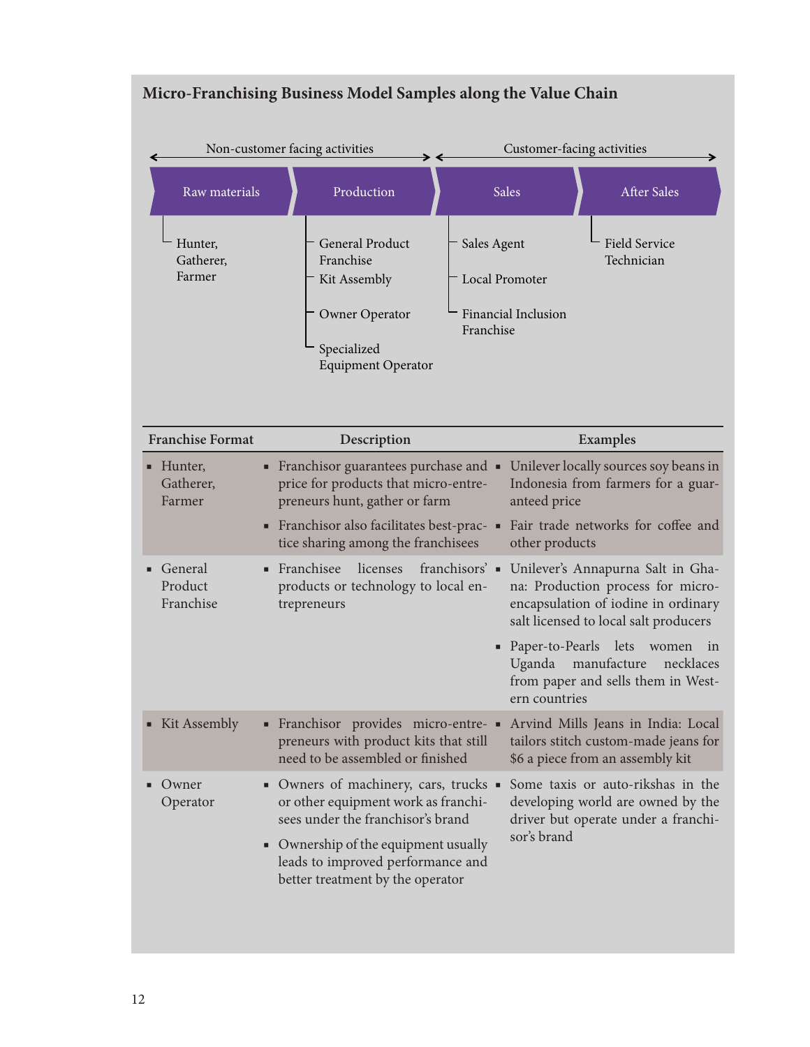### Micro-Franchising Business Model Samples along the Value Chain

Non-customer facing activities ↔ Customer-facing activities

| Raw materials | Production | Sales | After Sales |
| --- | --- | --- | --- |
| Hunter, Gatherer, Farmer | General Product Franchise | Sales Agent | Field Service Technician |
| | Kit Assembly | Local Promoter | |
| | Owner Operator | Financial Inclusion Franchise | |
| | Specialized Equipment Operator | | |

| Franchise Format | Description | Examples |
| --- | --- | --- |
| ▪ Hunter, Gatherer, Farmer | ▪ Franchisor guarantees purchase and price for products that micro-entrepreneurs hunt, gather or farm<br>▪ Franchisor also facilitates best-practice sharing among the franchisees | ▪ Unilever locally sources soy beans in Indonesia from farmers for a guaranteed price<br>▪ Fair trade networks for coffee and other products |
| ▪ General Product Franchise | ▪ Franchisee licenses franchisors' products or technology to local entrepreneurs | ▪ Unilever's Annapurna Salt in Ghana: Production process for micro-encapsulation of iodine in ordinary salt licensed to local salt producers<br>▪ Paper-to-Pearls lets women in Uganda manufacture necklaces from paper and sells them in Western countries |
| ▪ Kit Assembly | ▪ Franchisor provides micro-entrepreneurs with product kits that still need to be assembled or finished | ▪ Arvind Mills Jeans in India: Local tailors stitch custom-made jeans for $6 a piece from an assembly kit |
| ▪ Owner Operator | ▪ Owners of machinery, cars, trucks or other equipment work as franchisees under the franchisor's brand<br>▪ Ownership of the equipment usually leads to improved performance and better treatment by the operator | ▪ Some taxis or auto-rikshas in the developing world are owned by the driver but operate under a franchisor's brand |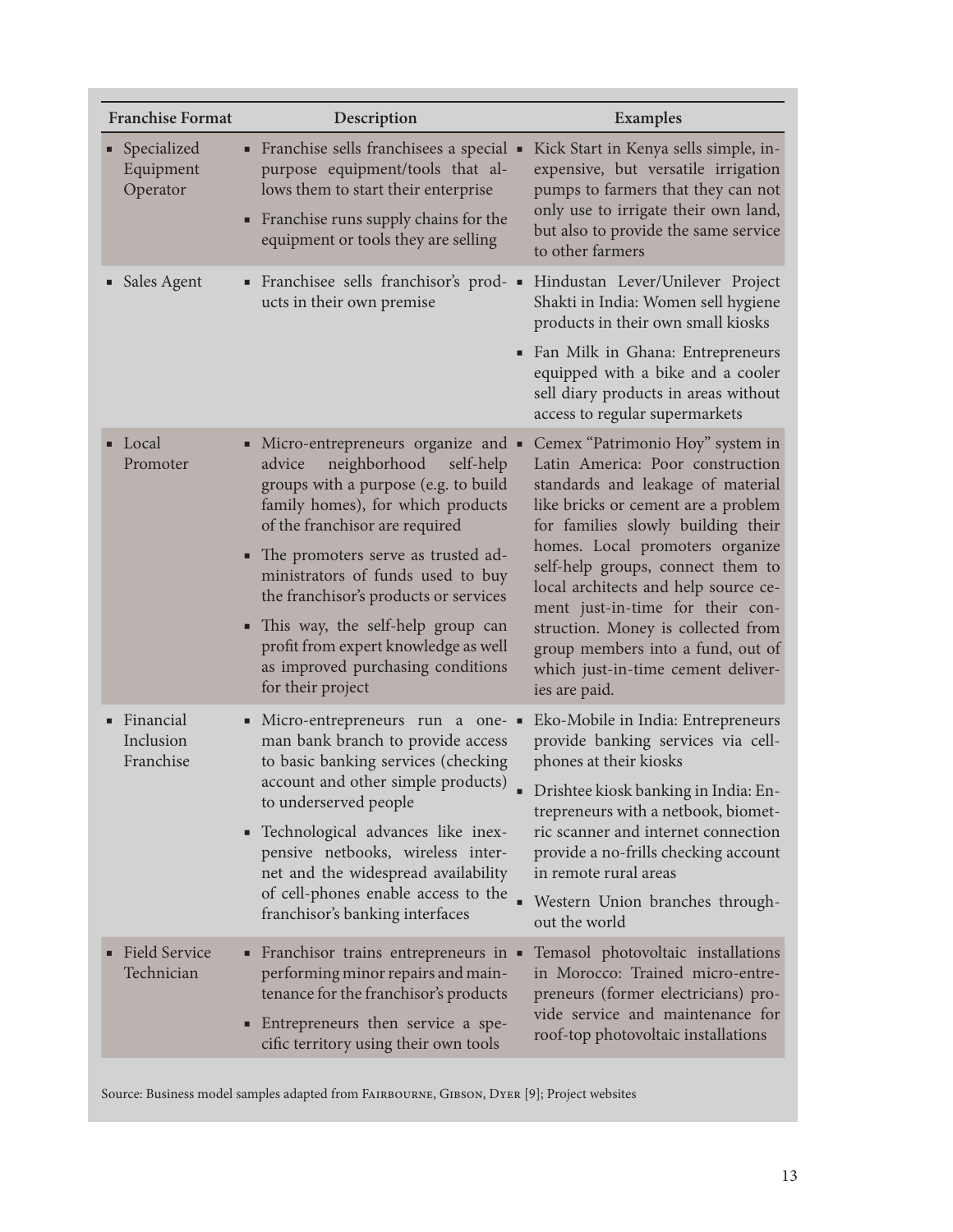| Franchise Format | Description | Examples |
|---|---|---|
| ▪ Specialized Equipment Operator | ▪ Franchise sells franchisees a special purpose equipment/tools that allows them to start their enterprise<br>▪ Franchise runs supply chains for the equipment or tools they are selling | ▪ Kick Start in Kenya sells simple, inexpensive, but versatile irrigation pumps to farmers that they can not only use to irrigate their own land, but also to provide the same service to other farmers |
| ▪ Sales Agent | ▪ Franchisee sells franchisor's products in their own premise | ▪ Hindustan Lever/Unilever Project Shakti in India: Women sell hygiene products in their own small kiosks<br>▪ Fan Milk in Ghana: Entrepreneurs equipped with a bike and a cooler sell diary products in areas without access to regular supermarkets |
| ▪ Local Promoter | ▪ Micro-entrepreneurs organize and advice neighborhood self-help groups with a purpose (e.g. to build family homes), for which products of the franchisor are required<br>▪ The promoters serve as trusted administrators of funds used to buy the franchisor's products or services<br>▪ This way, the self-help group can profit from expert knowledge as well as improved purchasing conditions for their project | ▪ Cemex "Patrimonio Hoy" system in Latin America: Poor construction standards and leakage of material like bricks or cement are a problem for families slowly building their homes. Local promoters organize self-help groups, connect them to local architects and help source cement just-in-time for their construction. Money is collected from group members into a fund, out of which just-in-time cement deliveries are paid. |
| ▪ Financial Inclusion Franchise | ▪ Micro-entrepreneurs run a one-man bank branch to provide access to basic banking services (checking account and other simple products) to underserved people<br>▪ Technological advances like inexpensive netbooks, wireless internet and the widespread availability of cell-phones enable access to the franchisor's banking interfaces | ▪ Eko-Mobile in India: Entrepreneurs provide banking services via cellphones at their kiosks<br>▪ Drishtee kiosk banking in India: Entrepreneurs with a netbook, biometric scanner and internet connection provide a no-frills checking account in remote rural areas<br>▪ Western Union branches throughout the world |
| ▪ Field Service Technician | ▪ Franchisor trains entrepreneurs in performing minor repairs and maintenance for the franchisor's products<br>▪ Entrepreneurs then service a specific territory using their own tools | ▪ Temasol photovoltaic installations in Morocco: Trained micro-entrepreneurs (former electricians) provide service and maintenance for roof-top photovoltaic installations |

Source: Business model samples adapted from Fairbourne, Gibson, Dyer [9]; Project websites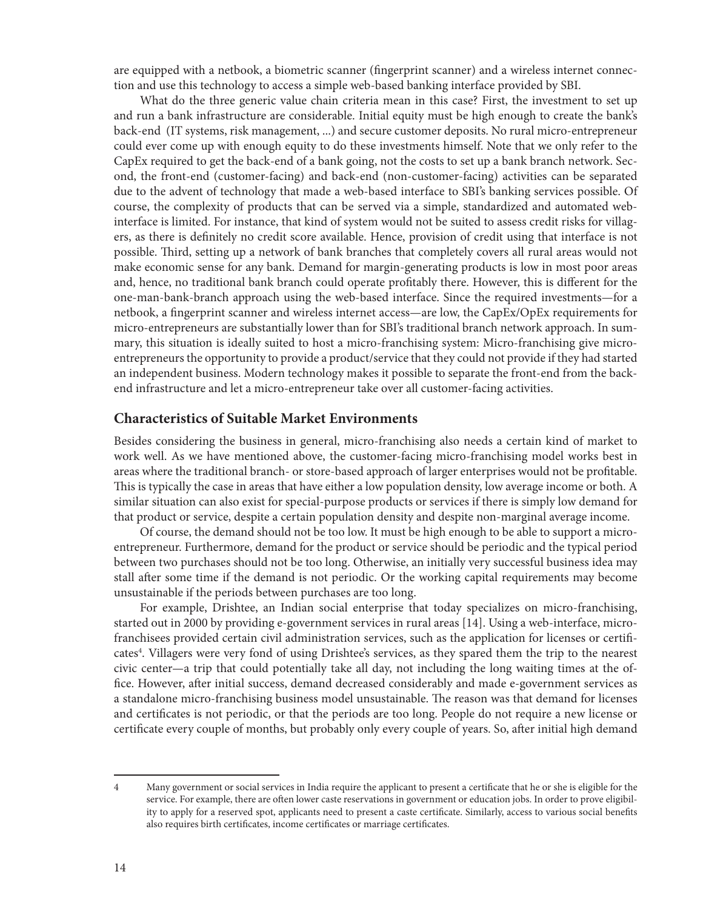are equipped with a netbook, a biometric scanner (fingerprint scanner) and a wireless internet connection and use this technology to access a simple web-based banking interface provided by SBI.

What do the three generic value chain criteria mean in this case? First, the investment to set up and run a bank infrastructure are considerable. Initial equity must be high enough to create the bank's back-end (IT systems, risk management, ...) and secure customer deposits. No rural micro-entrepreneur could ever come up with enough equity to do these investments himself. Note that we only refer to the CapEx required to get the back-end of a bank going, not the costs to set up a bank branch network. Second, the front-end (customer-facing) and back-end (non-customer-facing) activities can be separated due to the advent of technology that made a web-based interface to SBI's banking services possible. Of course, the complexity of products that can be served via a simple, standardized and automated web-interface is limited. For instance, that kind of system would not be suited to assess credit risks for villagers, as there is definitely no credit score available. Hence, provision of credit using that interface is not possible. Third, setting up a network of bank branches that completely covers all rural areas would not make economic sense for any bank. Demand for margin-generating products is low in most poor areas and, hence, no traditional bank branch could operate profitably there. However, this is different for the one-man-bank-branch approach using the web-based interface. Since the required investments—for a netbook, a fingerprint scanner and wireless internet access—are low, the CapEx/OpEx requirements for micro-entrepreneurs are substantially lower than for SBI's traditional branch network approach. In summary, this situation is ideally suited to host a micro-franchising system: Micro-franchising give micro-entrepreneurs the opportunity to provide a product/service that they could not provide if they had started an independent business. Modern technology makes it possible to separate the front-end from the back-end infrastructure and let a micro-entrepreneur take over all customer-facing activities.

## Characteristics of Suitable Market Environments

Besides considering the business in general, micro-franchising also needs a certain kind of market to work well. As we have mentioned above, the customer-facing micro-franchising model works best in areas where the traditional branch- or store-based approach of larger enterprises would not be profitable. This is typically the case in areas that have either a low population density, low average income or both. A similar situation can also exist for special-purpose products or services if there is simply low demand for that product or service, despite a certain population density and despite non-marginal average income.

Of course, the demand should not be too low. It must be high enough to be able to support a micro-entrepreneur. Furthermore, demand for the product or service should be periodic and the typical period between two purchases should not be too long. Otherwise, an initially very successful business idea may stall after some time if the demand is not periodic. Or the working capital requirements may become unsustainable if the periods between purchases are too long.

For example, Drishtee, an Indian social enterprise that today specializes on micro-franchising, started out in 2000 by providing e-government services in rural areas [14]. Using a web-interface, micro-franchisees provided certain civil administration services, such as the application for licenses or certificates[4]. Villagers were very fond of using Drishtee's services, as they spared them the trip to the nearest civic center—a trip that could potentially take all day, not including the long waiting times at the office. However, after initial success, demand decreased considerably and made e-government services as a standalone micro-franchising business model unsustainable. The reason was that demand for licenses and certificates is not periodic, or that the periods are too long. People do not require a new license or certificate every couple of months, but probably only every couple of years. So, after initial high demand

---

4 Many government or social services in India require the applicant to present a certificate that he or she is eligible for the service. For example, there are often lower caste reservations in government or education jobs. In order to prove eligibility to apply for a reserved spot, applicants need to present a caste certificate. Similarly, access to various social benefits also requires birth certificates, income certificates or marriage certificates.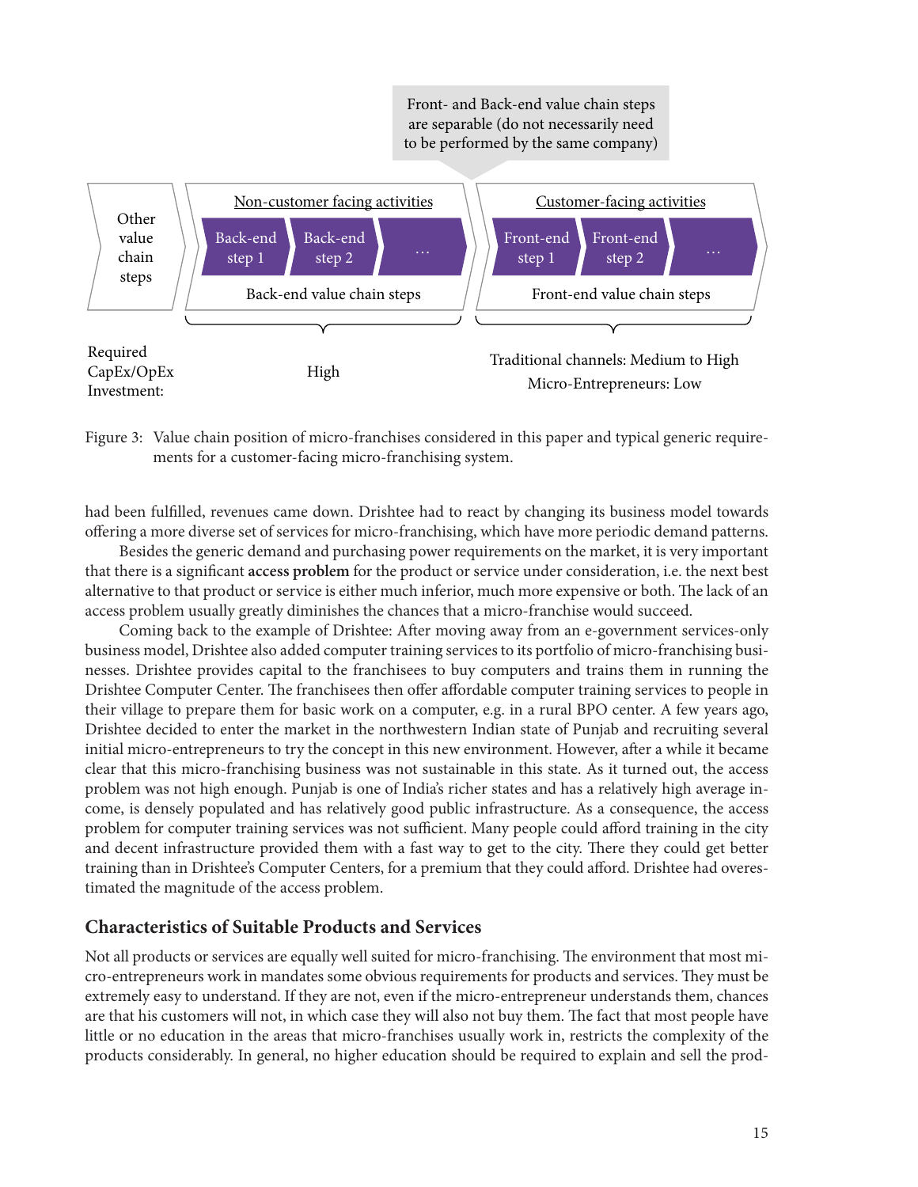Front- and Back-end value chain steps are separable (do not necessarily need to be performed by the same company)

| Other value chain steps | Non-customer facing activities | | | Customer-facing activities | | |
|---|---|---|---|---|---|---|
| | Back-end step 1 | Back-end step 2 | … | Front-end step 1 | Front-end step 2 | … |
| | Back-end value chain steps | | | Front-end value chain steps | | |
| Required CapEx/OpEx Investment: | High | | | Traditional channels: Medium to High<br>Micro-Entrepreneurs: Low | | |

Figure 3: Value chain position of micro-franchises considered in this paper and typical generic requirements for a customer-facing micro-franchising system.

had been fulfilled, revenues came down. Drishtee had to react by changing its business model towards offering a more diverse set of services for micro-franchising, which have more periodic demand patterns.

Besides the generic demand and purchasing power requirements on the market, it is very important that there is a significant **access problem** for the product or service under consideration, i.e. the next best alternative to that product or service is either much inferior, much more expensive or both. The lack of an access problem usually greatly diminishes the chances that a micro-franchise would succeed.

Coming back to the example of Drishtee: After moving away from an e-government services-only business model, Drishtee also added computer training services to its portfolio of micro-franchising businesses. Drishtee provides capital to the franchisees to buy computers and trains them in running the Drishtee Computer Center. The franchisees then offer affordable computer training services to people in their village to prepare them for basic work on a computer, e.g. in a rural BPO center. A few years ago, Drishtee decided to enter the market in the northwestern Indian state of Punjab and recruiting several initial micro-entrepreneurs to try the concept in this new environment. However, after a while it became clear that this micro-franchising business was not sustainable in this state. As it turned out, the access problem was not high enough. Punjab is one of India's richer states and has a relatively high average income, is densely populated and has relatively good public infrastructure. As a consequence, the access problem for computer training services was not sufficient. Many people could afford training in the city and decent infrastructure provided them with a fast way to get to the city. There they could get better training than in Drishtee's Computer Centers, for a premium that they could afford. Drishtee had overestimated the magnitude of the access problem.

## Characteristics of Suitable Products and Services

Not all products or services are equally well suited for micro-franchising. The environment that most micro-entrepreneurs work in mandates some obvious requirements for products and services. They must be extremely easy to understand. If they are not, even if the micro-entrepreneur understands them, chances are that his customers will not, in which case they will also not buy them. The fact that most people have little or no education in the areas that micro-franchises usually work in, restricts the complexity of the products considerably. In general, no higher education should be required to explain and sell the prod-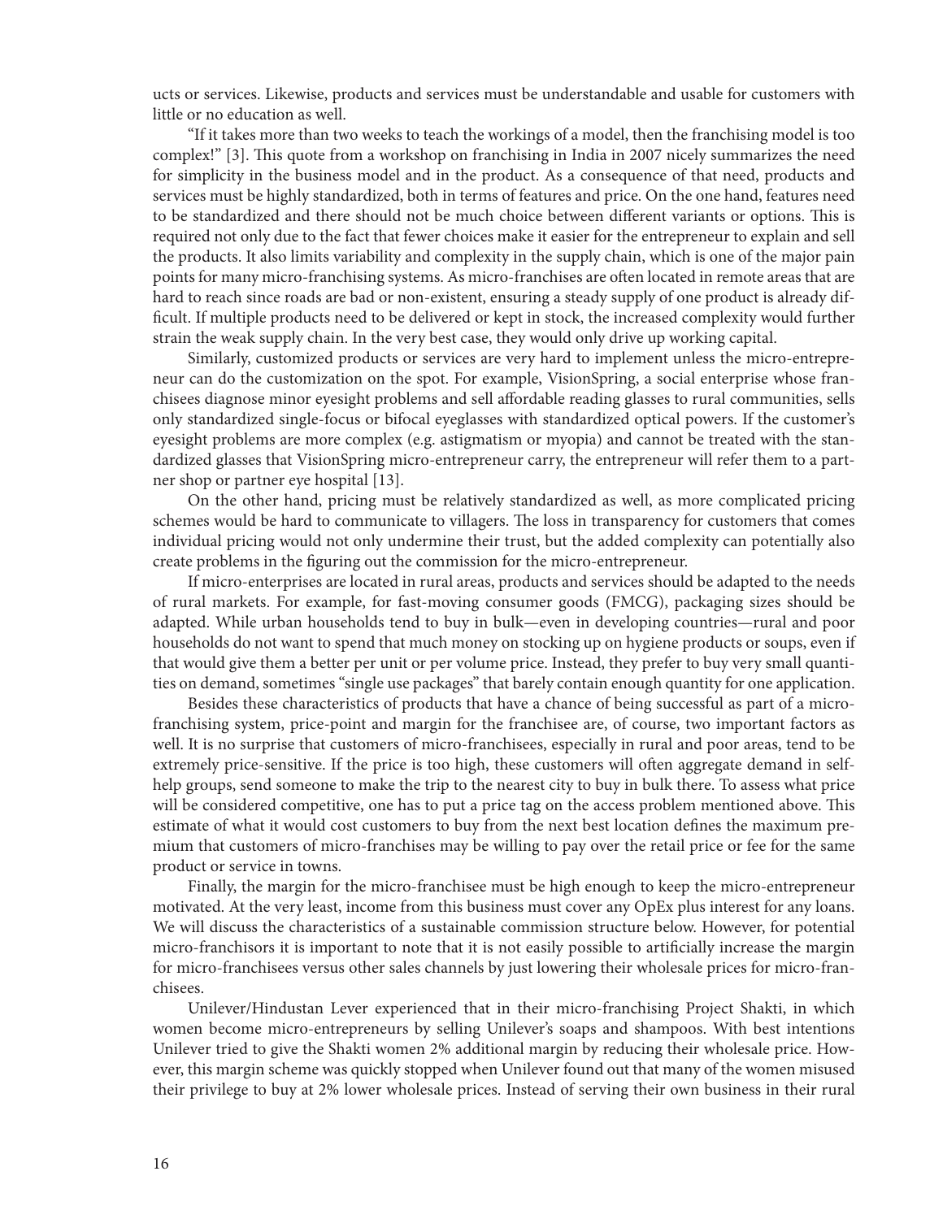ucts or services. Likewise, products and services must be understandable and usable for customers with little or no education as well.

"If it takes more than two weeks to teach the workings of a model, then the franchising model is too complex!" [3]. This quote from a workshop on franchising in India in 2007 nicely summarizes the need for simplicity in the business model and in the product. As a consequence of that need, products and services must be highly standardized, both in terms of features and price. On the one hand, features need to be standardized and there should not be much choice between different variants or options. This is required not only due to the fact that fewer choices make it easier for the entrepreneur to explain and sell the products. It also limits variability and complexity in the supply chain, which is one of the major pain points for many micro-franchising systems. As micro-franchises are often located in remote areas that are hard to reach since roads are bad or non-existent, ensuring a steady supply of one product is already difficult. If multiple products need to be delivered or kept in stock, the increased complexity would further strain the weak supply chain. In the very best case, they would only drive up working capital.

Similarly, customized products or services are very hard to implement unless the micro-entrepreneur can do the customization on the spot. For example, VisionSpring, a social enterprise whose franchisees diagnose minor eyesight problems and sell affordable reading glasses to rural communities, sells only standardized single-focus or bifocal eyeglasses with standardized optical powers. If the customer's eyesight problems are more complex (e.g. astigmatism or myopia) and cannot be treated with the standardized glasses that VisionSpring micro-entrepreneur carry, the entrepreneur will refer them to a partner shop or partner eye hospital [13].

On the other hand, pricing must be relatively standardized as well, as more complicated pricing schemes would be hard to communicate to villagers. The loss in transparency for customers that comes individual pricing would not only undermine their trust, but the added complexity can potentially also create problems in the figuring out the commission for the micro-entrepreneur.

If micro-enterprises are located in rural areas, products and services should be adapted to the needs of rural markets. For example, for fast-moving consumer goods (FMCG), packaging sizes should be adapted. While urban households tend to buy in bulk—even in developing countries—rural and poor households do not want to spend that much money on stocking up on hygiene products or soups, even if that would give them a better per unit or per volume price. Instead, they prefer to buy very small quantities on demand, sometimes "single use packages" that barely contain enough quantity for one application.

Besides these characteristics of products that have a chance of being successful as part of a micro-franchising system, price-point and margin for the franchisee are, of course, two important factors as well. It is no surprise that customers of micro-franchisees, especially in rural and poor areas, tend to be extremely price-sensitive. If the price is too high, these customers will often aggregate demand in self-help groups, send someone to make the trip to the nearest city to buy in bulk there. To assess what price will be considered competitive, one has to put a price tag on the access problem mentioned above. This estimate of what it would cost customers to buy from the next best location defines the maximum premium that customers of micro-franchises may be willing to pay over the retail price or fee for the same product or service in towns.

Finally, the margin for the micro-franchisee must be high enough to keep the micro-entrepreneur motivated. At the very least, income from this business must cover any OpEx plus interest for any loans. We will discuss the characteristics of a sustainable commission structure below. However, for potential micro-franchisors it is important to note that it is not easily possible to artificially increase the margin for micro-franchisees versus other sales channels by just lowering their wholesale prices for micro-franchisees.

Unilever/Hindustan Lever experienced that in their micro-franchising Project Shakti, in which women become micro-entrepreneurs by selling Unilever's soaps and shampoos. With best intentions Unilever tried to give the Shakti women 2% additional margin by reducing their wholesale price. However, this margin scheme was quickly stopped when Unilever found out that many of the women misused their privilege to buy at 2% lower wholesale prices. Instead of serving their own business in their rural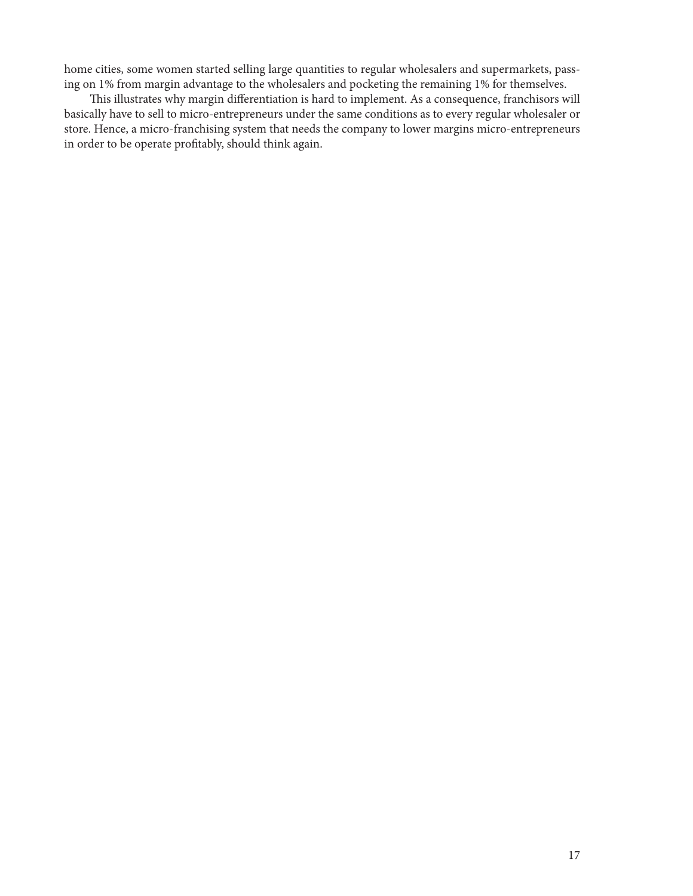home cities, some women started selling large quantities to regular wholesalers and supermarkets, passing on 1% from margin advantage to the wholesalers and pocketing the remaining 1% for themselves.

This illustrates why margin differentiation is hard to implement. As a consequence, franchisors will basically have to sell to micro-entrepreneurs under the same conditions as to every regular wholesaler or store. Hence, a micro-franchising system that needs the company to lower margins micro-entrepreneurs in order to be operate profitably, should think again.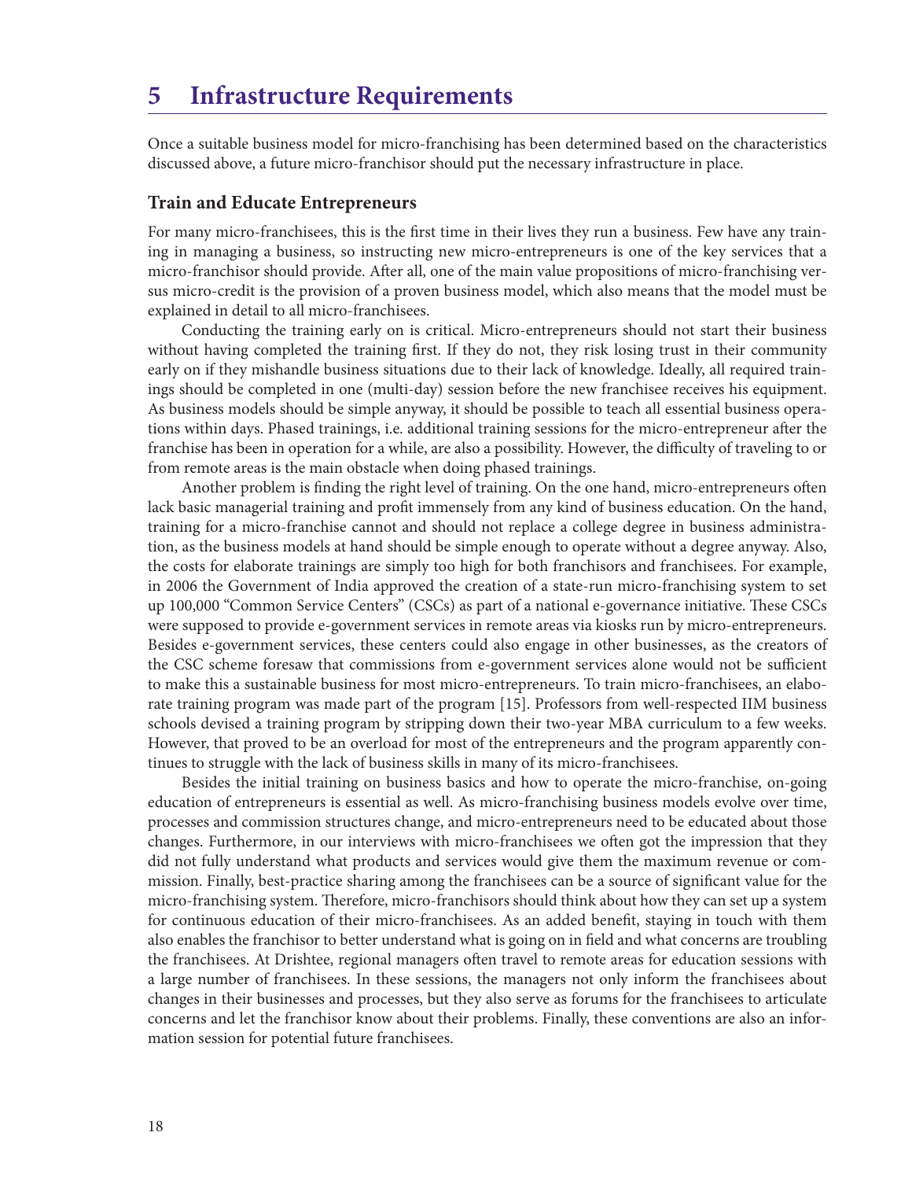# 5 Infrastructure Requirements

Once a suitable business model for micro-franchising has been determined based on the characteristics discussed above, a future micro-franchisor should put the necessary infrastructure in place.

### Train and Educate Entrepreneurs

For many micro-franchisees, this is the first time in their lives they run a business. Few have any training in managing a business, so instructing new micro-entrepreneurs is one of the key services that a micro-franchisor should provide. After all, one of the main value propositions of micro-franchising versus micro-credit is the provision of a proven business model, which also means that the model must be explained in detail to all micro-franchisees.

Conducting the training early on is critical. Micro-entrepreneurs should not start their business without having completed the training first. If they do not, they risk losing trust in their community early on if they mishandle business situations due to their lack of knowledge. Ideally, all required trainings should be completed in one (multi-day) session before the new franchisee receives his equipment. As business models should be simple anyway, it should be possible to teach all essential business operations within days. Phased trainings, i.e. additional training sessions for the micro-entrepreneur after the franchise has been in operation for a while, are also a possibility. However, the difficulty of traveling to or from remote areas is the main obstacle when doing phased trainings.

Another problem is finding the right level of training. On the one hand, micro-entrepreneurs often lack basic managerial training and profit immensely from any kind of business education. On the hand, training for a micro-franchise cannot and should not replace a college degree in business administration, as the business models at hand should be simple enough to operate without a degree anyway. Also, the costs for elaborate trainings are simply too high for both franchisors and franchisees. For example, in 2006 the Government of India approved the creation of a state-run micro-franchising system to set up 100,000 "Common Service Centers" (CSCs) as part of a national e-governance initiative. These CSCs were supposed to provide e-government services in remote areas via kiosks run by micro-entrepreneurs. Besides e-government services, these centers could also engage in other businesses, as the creators of the CSC scheme foresaw that commissions from e-government services alone would not be sufficient to make this a sustainable business for most micro-entrepreneurs. To train micro-franchisees, an elaborate training program was made part of the program [15]. Professors from well-respected IIM business schools devised a training program by stripping down their two-year MBA curriculum to a few weeks. However, that proved to be an overload for most of the entrepreneurs and the program apparently continues to struggle with the lack of business skills in many of its micro-franchisees.

Besides the initial training on business basics and how to operate the micro-franchise, on-going education of entrepreneurs is essential as well. As micro-franchising business models evolve over time, processes and commission structures change, and micro-entrepreneurs need to be educated about those changes. Furthermore, in our interviews with micro-franchisees we often got the impression that they did not fully understand what products and services would give them the maximum revenue or commission. Finally, best-practice sharing among the franchisees can be a source of significant value for the micro-franchising system. Therefore, micro-franchisors should think about how they can set up a system for continuous education of their micro-franchisees. As an added benefit, staying in touch with them also enables the franchisor to better understand what is going on in field and what concerns are troubling the franchisees. At Drishtee, regional managers often travel to remote areas for education sessions with a large number of franchisees. In these sessions, the managers not only inform the franchisees about changes in their businesses and processes, but they also serve as forums for the franchisees to articulate concerns and let the franchisor know about their problems. Finally, these conventions are also an information session for potential future franchisees.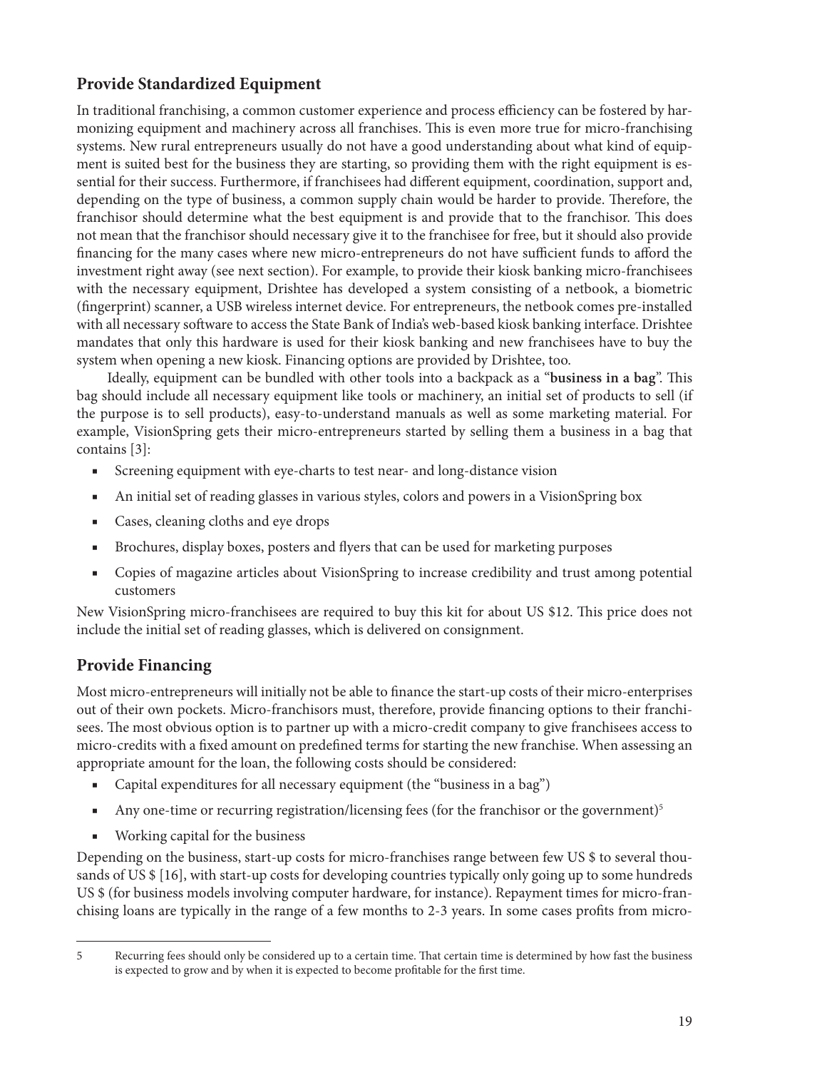## Provide Standardized Equipment

In traditional franchising, a common customer experience and process efficiency can be fostered by harmonizing equipment and machinery across all franchises. This is even more true for micro-franchising systems. New rural entrepreneurs usually do not have a good understanding about what kind of equipment is suited best for the business they are starting, so providing them with the right equipment is essential for their success. Furthermore, if franchisees had different equipment, coordination, support and, depending on the type of business, a common supply chain would be harder to provide. Therefore, the franchisor should determine what the best equipment is and provide that to the franchisor. This does not mean that the franchisor should necessary give it to the franchisee for free, but it should also provide financing for the many cases where new micro-entrepreneurs do not have sufficient funds to afford the investment right away (see next section). For example, to provide their kiosk banking micro-franchisees with the necessary equipment, Drishtee has developed a system consisting of a netbook, a biometric (fingerprint) scanner, a USB wireless internet device. For entrepreneurs, the netbook comes pre-installed with all necessary software to access the State Bank of India's web-based kiosk banking interface. Drishtee mandates that only this hardware is used for their kiosk banking and new franchisees have to buy the system when opening a new kiosk. Financing options are provided by Drishtee, too.

Ideally, equipment can be bundled with other tools into a backpack as a "**business in a bag**". This bag should include all necessary equipment like tools or machinery, an initial set of products to sell (if the purpose is to sell products), easy-to-understand manuals as well as some marketing material. For example, VisionSpring gets their micro-entrepreneurs started by selling them a business in a bag that contains [3]:

- Screening equipment with eye-charts to test near- and long-distance vision
- An initial set of reading glasses in various styles, colors and powers in a VisionSpring box
- Cases, cleaning cloths and eye drops
- Brochures, display boxes, posters and flyers that can be used for marketing purposes
- Copies of magazine articles about VisionSpring to increase credibility and trust among potential customers

New VisionSpring micro-franchisees are required to buy this kit for about US $12. This price does not include the initial set of reading glasses, which is delivered on consignment.

## Provide Financing

Most micro-entrepreneurs will initially not be able to finance the start-up costs of their micro-enterprises out of their own pockets. Micro-franchisors must, therefore, provide financing options to their franchisees. The most obvious option is to partner up with a micro-credit company to give franchisees access to micro-credits with a fixed amount on predefined terms for starting the new franchise. When assessing an appropriate amount for the loan, the following costs should be considered:

- Capital expenditures for all necessary equipment (the "business in a bag")
- Any one-time or recurring registration/licensing fees (for the franchisor or the government)[5]
- Working capital for the business

Depending on the business, start-up costs for micro-franchises range between few US $ to several thousands of US $ [16], with start-up costs for developing countries typically only going up to some hundreds US $ (for business models involving computer hardware, for instance). Repayment times for micro-franchising loans are typically in the range of a few months to 2-3 years. In some cases profits from micro-

---

5 Recurring fees should only be considered up to a certain time. That certain time is determined by how fast the business is expected to grow and by when it is expected to become profitable for the first time.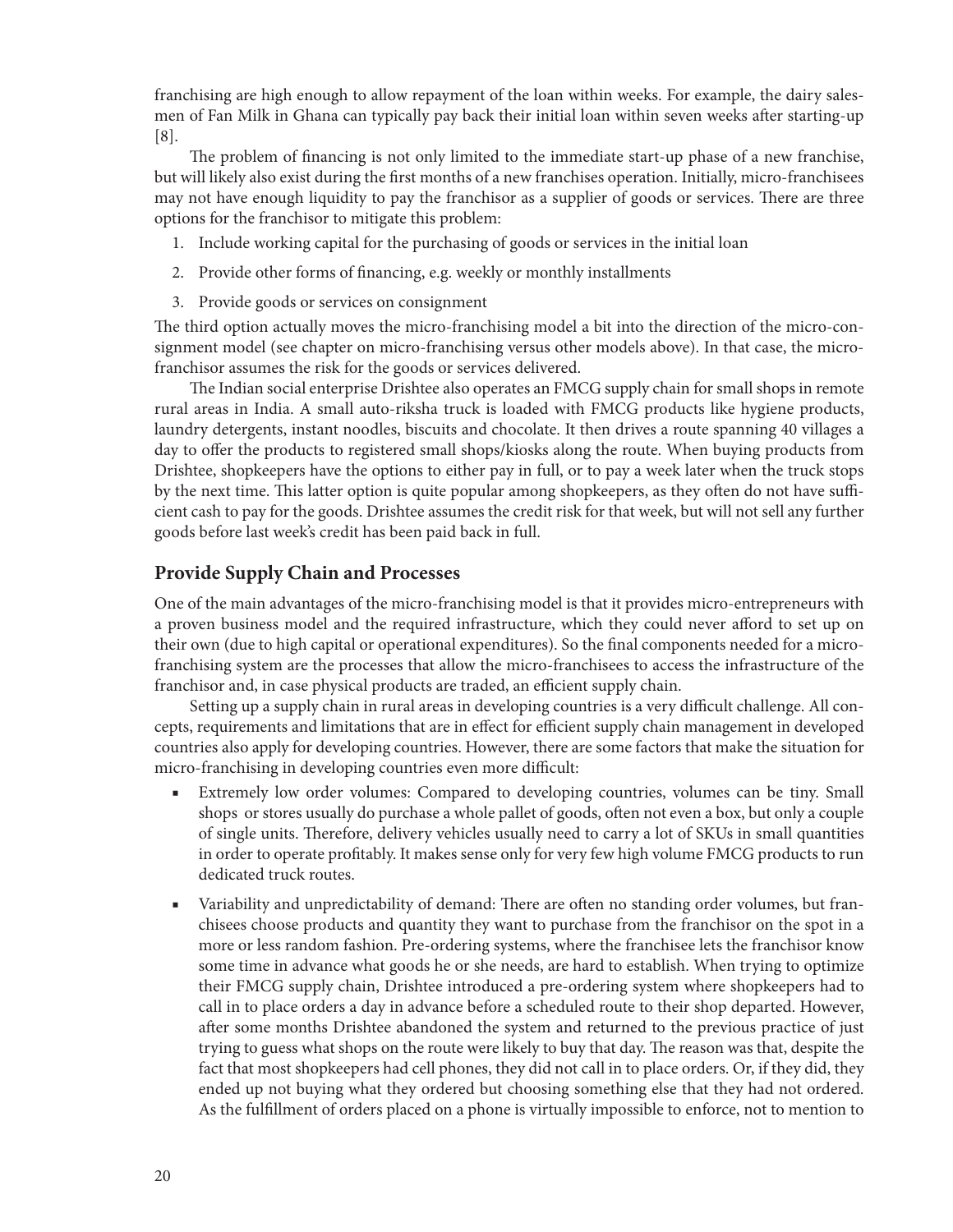franchising are high enough to allow repayment of the loan within weeks. For example, the dairy salesmen of Fan Milk in Ghana can typically pay back their initial loan within seven weeks after starting-up [8].

The problem of financing is not only limited to the immediate start-up phase of a new franchise, but will likely also exist during the first months of a new franchises operation. Initially, micro-franchisees may not have enough liquidity to pay the franchisor as a supplier of goods or services. There are three options for the franchisor to mitigate this problem:

1. Include working capital for the purchasing of goods or services in the initial loan
2. Provide other forms of financing, e.g. weekly or monthly installments
3. Provide goods or services on consignment

The third option actually moves the micro-franchising model a bit into the direction of the micro-consignment model (see chapter on micro-franchising versus other models above). In that case, the micro-franchisor assumes the risk for the goods or services delivered.

The Indian social enterprise Drishtee also operates an FMCG supply chain for small shops in remote rural areas in India. A small auto-riksha truck is loaded with FMCG products like hygiene products, laundry detergents, instant noodles, biscuits and chocolate. It then drives a route spanning 40 villages a day to offer the products to registered small shops/kiosks along the route. When buying products from Drishtee, shopkeepers have the options to either pay in full, or to pay a week later when the truck stops by the next time. This latter option is quite popular among shopkeepers, as they often do not have sufficient cash to pay for the goods. Drishtee assumes the credit risk for that week, but will not sell any further goods before last week's credit has been paid back in full.

## Provide Supply Chain and Processes

One of the main advantages of the micro-franchising model is that it provides micro-entrepreneurs with a proven business model and the required infrastructure, which they could never afford to set up on their own (due to high capital or operational expenditures). So the final components needed for a micro-franchising system are the processes that allow the micro-franchisees to access the infrastructure of the franchisor and, in case physical products are traded, an efficient supply chain.

Setting up a supply chain in rural areas in developing countries is a very difficult challenge. All concepts, requirements and limitations that are in effect for efficient supply chain management in developed countries also apply for developing countries. However, there are some factors that make the situation for micro-franchising in developing countries even more difficult:

- Extremely low order volumes: Compared to developing countries, volumes can be tiny. Small shops or stores usually do purchase a whole pallet of goods, often not even a box, but only a couple of single units. Therefore, delivery vehicles usually need to carry a lot of SKUs in small quantities in order to operate profitably. It makes sense only for very few high volume FMCG products to run dedicated truck routes.
- Variability and unpredictability of demand: There are often no standing order volumes, but franchisees choose products and quantity they want to purchase from the franchisor on the spot in a more or less random fashion. Pre-ordering systems, where the franchisee lets the franchisor know some time in advance what goods he or she needs, are hard to establish. When trying to optimize their FMCG supply chain, Drishtee introduced a pre-ordering system where shopkeepers had to call in to place orders a day in advance before a scheduled route to their shop departed. However, after some months Drishtee abandoned the system and returned to the previous practice of just trying to guess what shops on the route were likely to buy that day. The reason was that, despite the fact that most shopkeepers had cell phones, they did not call in to place orders. Or, if they did, they ended up not buying what they ordered but choosing something else that they had not ordered. As the fulfillment of orders placed on a phone is virtually impossible to enforce, not to mention to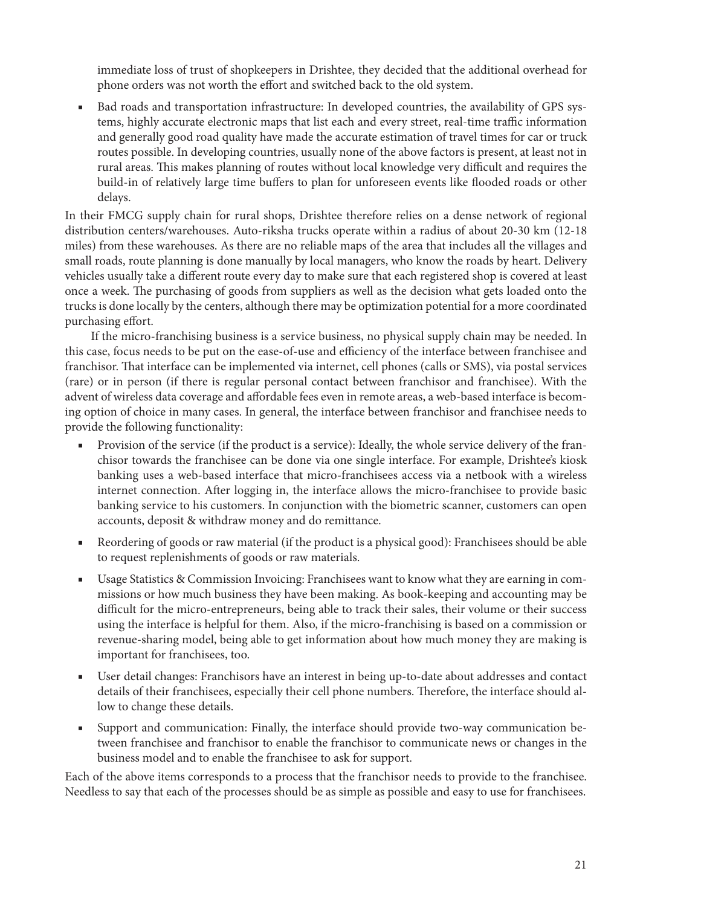immediate loss of trust of shopkeepers in Drishtee, they decided that the additional overhead for phone orders was not worth the effort and switched back to the old system.

- Bad roads and transportation infrastructure: In developed countries, the availability of GPS systems, highly accurate electronic maps that list each and every street, real-time traffic information and generally good road quality have made the accurate estimation of travel times for car or truck routes possible. In developing countries, usually none of the above factors is present, at least not in rural areas. This makes planning of routes without local knowledge very difficult and requires the build-in of relatively large time buffers to plan for unforeseen events like flooded roads or other delays.

In their FMCG supply chain for rural shops, Drishtee therefore relies on a dense network of regional distribution centers/warehouses. Auto-riksha trucks operate within a radius of about 20-30 km (12-18 miles) from these warehouses. As there are no reliable maps of the area that includes all the villages and small roads, route planning is done manually by local managers, who know the roads by heart. Delivery vehicles usually take a different route every day to make sure that each registered shop is covered at least once a week. The purchasing of goods from suppliers as well as the decision what gets loaded onto the trucks is done locally by the centers, although there may be optimization potential for a more coordinated purchasing effort.

If the micro-franchising business is a service business, no physical supply chain may be needed. In this case, focus needs to be put on the ease-of-use and efficiency of the interface between franchisee and franchisor. That interface can be implemented via internet, cell phones (calls or SMS), via postal services (rare) or in person (if there is regular personal contact between franchisor and franchisee). With the advent of wireless data coverage and affordable fees even in remote areas, a web-based interface is becoming option of choice in many cases. In general, the interface between franchisor and franchisee needs to provide the following functionality:

- Provision of the service (if the product is a service): Ideally, the whole service delivery of the franchisor towards the franchisee can be done via one single interface. For example, Drishtee's kiosk banking uses a web-based interface that micro-franchisees access via a netbook with a wireless internet connection. After logging in, the interface allows the micro-franchisee to provide basic banking service to his customers. In conjunction with the biometric scanner, customers can open accounts, deposit & withdraw money and do remittance.

- Reordering of goods or raw material (if the product is a physical good): Franchisees should be able to request replenishments of goods or raw materials.

- Usage Statistics & Commission Invoicing: Franchisees want to know what they are earning in commissions or how much business they have been making. As book-keeping and accounting may be difficult for the micro-entrepreneurs, being able to track their sales, their volume or their success using the interface is helpful for them. Also, if the micro-franchising is based on a commission or revenue-sharing model, being able to get information about how much money they are making is important for franchisees, too.

- User detail changes: Franchisors have an interest in being up-to-date about addresses and contact details of their franchisees, especially their cell phone numbers. Therefore, the interface should allow to change these details.

- Support and communication: Finally, the interface should provide two-way communication between franchisee and franchisor to enable the franchisor to communicate news or changes in the business model and to enable the franchisee to ask for support.

Each of the above items corresponds to a process that the franchisor needs to provide to the franchisee. Needless to say that each of the processes should be as simple as possible and easy to use for franchisees.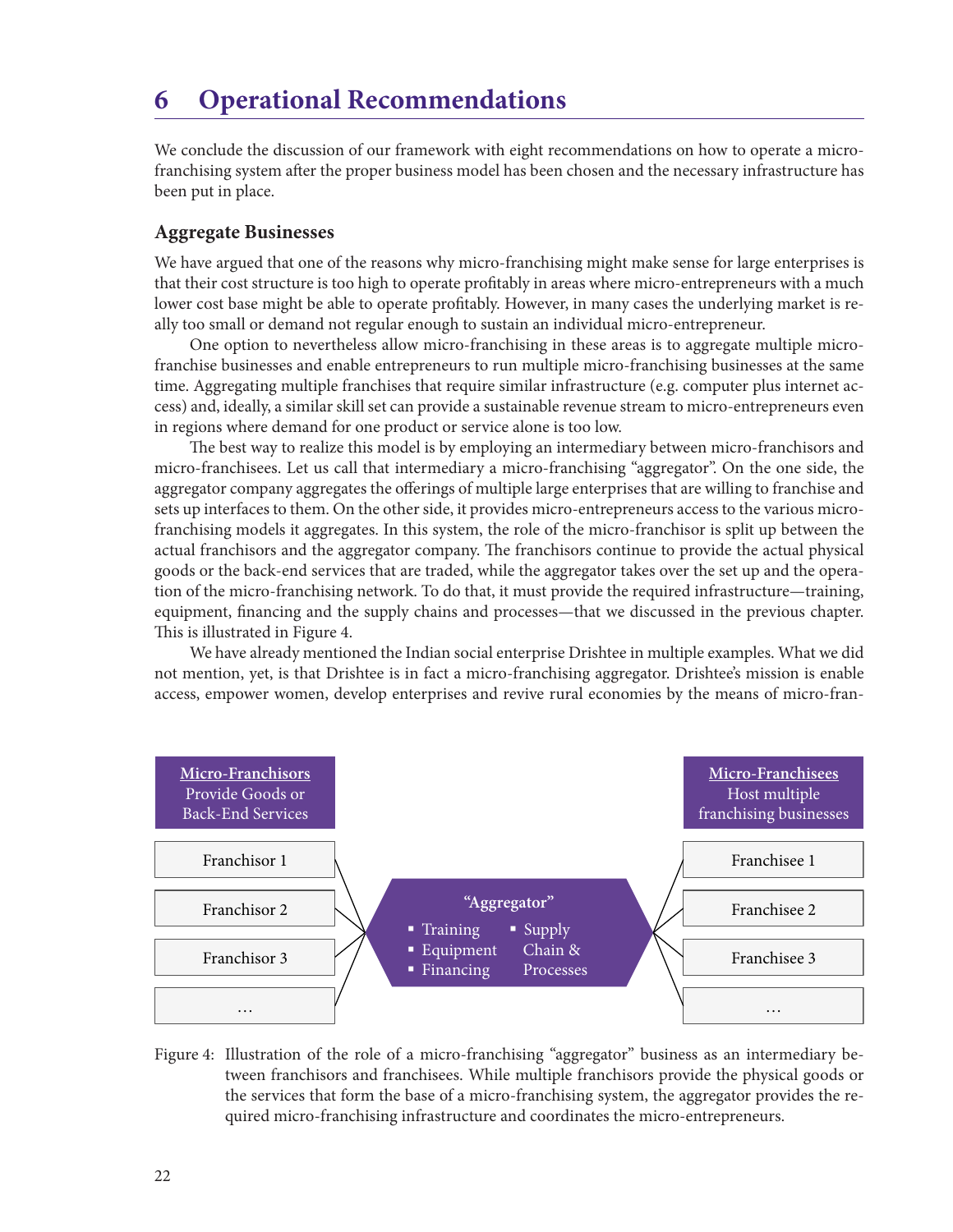# 6 Operational Recommendations

We conclude the discussion of our framework with eight recommendations on how to operate a micro-franchising system after the proper business model has been chosen and the necessary infrastructure has been put in place.

### Aggregate Businesses

We have argued that one of the reasons why micro-franchising might make sense for large enterprises is that their cost structure is too high to operate profitably in areas where micro-entrepreneurs with a much lower cost base might be able to operate profitably. However, in many cases the underlying market is really too small or demand not regular enough to sustain an individual micro-entrepreneur.

One option to nevertheless allow micro-franchising in these areas is to aggregate multiple micro-franchise businesses and enable entrepreneurs to run multiple micro-franchising businesses at the same time. Aggregating multiple franchises that require similar infrastructure (e.g. computer plus internet access) and, ideally, a similar skill set can provide a sustainable revenue stream to micro-entrepreneurs even in regions where demand for one product or service alone is too low.

The best way to realize this model is by employing an intermediary between micro-franchisors and micro-franchisees. Let us call that intermediary a micro-franchising "aggregator". On the one side, the aggregator company aggregates the offerings of multiple large enterprises that are willing to franchise and sets up interfaces to them. On the other side, it provides micro-entrepreneurs access to the various micro-franchising models it aggregates. In this system, the role of the micro-franchisor is split up between the actual franchisors and the aggregator company. The franchisors continue to provide the actual physical goods or the back-end services that are traded, while the aggregator takes over the set up and the operation of the micro-franchising network. To do that, it must provide the required infrastructure—training, equipment, financing and the supply chains and processes—that we discussed in the previous chapter. This is illustrated in Figure 4.

We have already mentioned the Indian social enterprise Drishtee in multiple examples. What we did not mention, yet, is that Drishtee is in fact a micro-franchising aggregator. Drishtee's mission is enable access, empower women, develop enterprises and revive rural economies by the means of micro-fran-

| Micro-Franchisors: Provide Goods or Back-End Services | "Aggregator" | Micro-Franchisees: Host multiple franchising businesses |
|---|---|---|
| Franchisor 1 | ▪ Training | Franchisee 1 |
| Franchisor 2 | ▪ Equipment | Franchisee 2 |
| Franchisor 3 | ▪ Financing | Franchisee 3 |
| … | ▪ Supply Chain & Processes | … |

Figure 4: Illustration of the role of a micro-franchising "aggregator" business as an intermediary between franchisors and franchisees. While multiple franchisors provide the physical goods or the services that form the base of a micro-franchising system, the aggregator provides the required micro-franchising infrastructure and coordinates the micro-entrepreneurs.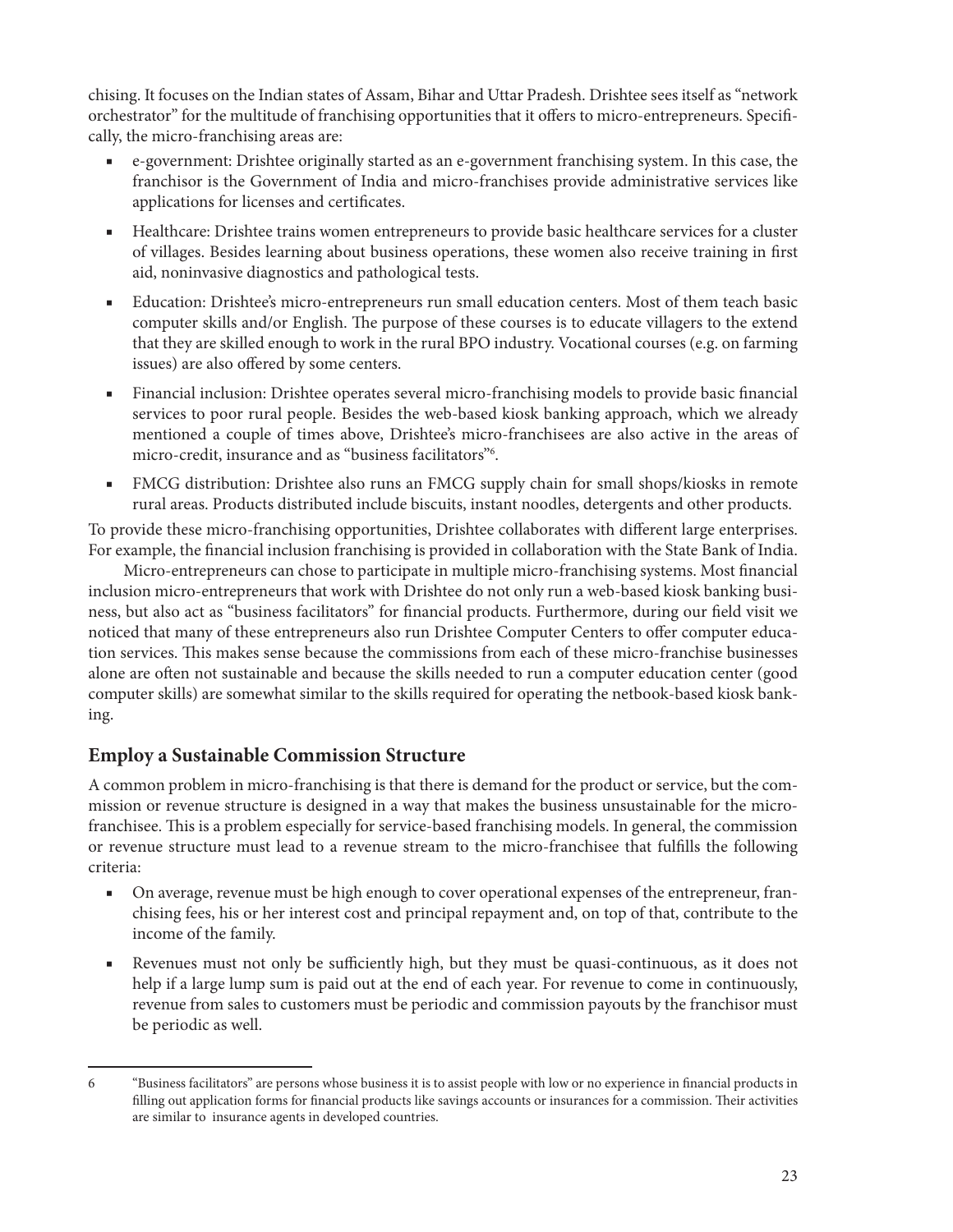chising. It focuses on the Indian states of Assam, Bihar and Uttar Pradesh. Drishtee sees itself as "network orchestrator" for the multitude of franchising opportunities that it offers to micro-entrepreneurs. Specifically, the micro-franchising areas are:

- e-government: Drishtee originally started as an e-government franchising system. In this case, the franchisor is the Government of India and micro-franchises provide administrative services like applications for licenses and certificates.
- Healthcare: Drishtee trains women entrepreneurs to provide basic healthcare services for a cluster of villages. Besides learning about business operations, these women also receive training in first aid, noninvasive diagnostics and pathological tests.
- Education: Drishtee's micro-entrepreneurs run small education centers. Most of them teach basic computer skills and/or English. The purpose of these courses is to educate villagers to the extend that they are skilled enough to work in the rural BPO industry. Vocational courses (e.g. on farming issues) are also offered by some centers.
- Financial inclusion: Drishtee operates several micro-franchising models to provide basic financial services to poor rural people. Besides the web-based kiosk banking approach, which we already mentioned a couple of times above, Drishtee's micro-franchisees are also active in the areas of micro-credit, insurance and as "business facilitators"[6].
- FMCG distribution: Drishtee also runs an FMCG supply chain for small shops/kiosks in remote rural areas. Products distributed include biscuits, instant noodles, detergents and other products.

To provide these micro-franchising opportunities, Drishtee collaborates with different large enterprises. For example, the financial inclusion franchising is provided in collaboration with the State Bank of India.

Micro-entrepreneurs can chose to participate in multiple micro-franchising systems. Most financial inclusion micro-entrepreneurs that work with Drishtee do not only run a web-based kiosk banking business, but also act as "business facilitators" for financial products. Furthermore, during our field visit we noticed that many of these entrepreneurs also run Drishtee Computer Centers to offer computer education services. This makes sense because the commissions from each of these micro-franchise businesses alone are often not sustainable and because the skills needed to run a computer education center (good computer skills) are somewhat similar to the skills required for operating the netbook-based kiosk banking.

## Employ a Sustainable Commission Structure

A common problem in micro-franchising is that there is demand for the product or service, but the commission or revenue structure is designed in a way that makes the business unsustainable for the micro-franchisee. This is a problem especially for service-based franchising models. In general, the commission or revenue structure must lead to a revenue stream to the micro-franchisee that fulfills the following criteria:

- On average, revenue must be high enough to cover operational expenses of the entrepreneur, franchising fees, his or her interest cost and principal repayment and, on top of that, contribute to the income of the family.
- Revenues must not only be sufficiently high, but they must be quasi-continuous, as it does not help if a large lump sum is paid out at the end of each year. For revenue to come in continuously, revenue from sales to customers must be periodic and commission payouts by the franchisor must be periodic as well.

---

6 "Business facilitators" are persons whose business it is to assist people with low or no experience in financial products in filling out application forms for financial products like savings accounts or insurances for a commission. Their activities are similar to insurance agents in developed countries.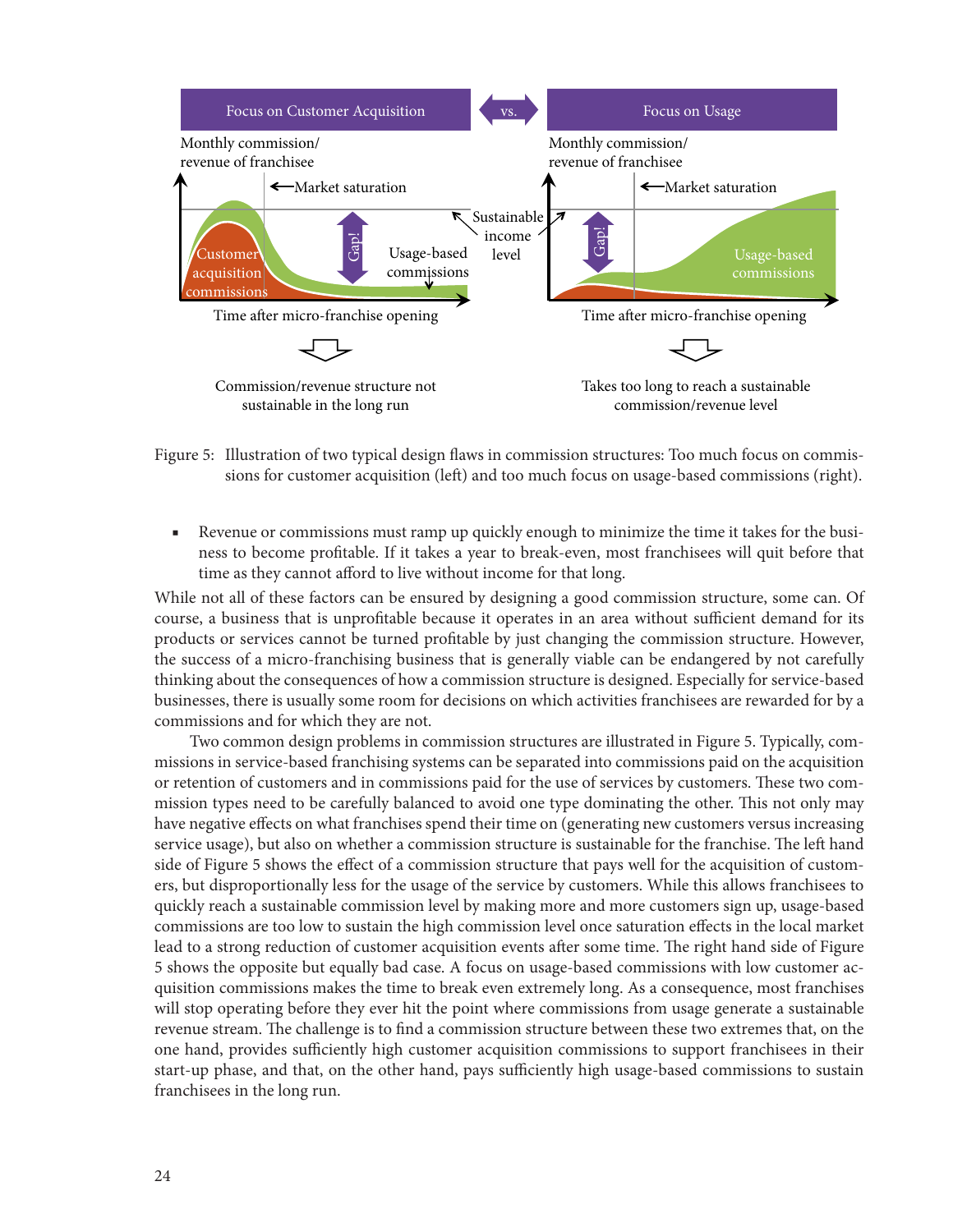Focus on Customer Acquisition vs. Focus on Usage

Monthly commission/ revenue of franchisee

Market saturation

Gap!

Sustainable income level

Customer acquisition commissions

Usage-based commissions

Time after micro-franchise opening

Commission/revenue structure not sustainable in the long run

Takes too long to reach a sustainable commission/revenue level

Figure 5: Illustration of two typical design flaws in commission structures: Too much focus on commissions for customer acquisition (left) and too much focus on usage-based commissions (right).

- Revenue or commissions must ramp up quickly enough to minimize the time it takes for the business to become profitable. If it takes a year to break-even, most franchisees will quit before that time as they cannot afford to live without income for that long.

While not all of these factors can be ensured by designing a good commission structure, some can. Of course, a business that is unprofitable because it operates in an area without sufficient demand for its products or services cannot be turned profitable by just changing the commission structure. However, the success of a micro-franchising business that is generally viable can be endangered by not carefully thinking about the consequences of how a commission structure is designed. Especially for service-based businesses, there is usually some room for decisions on which activities franchisees are rewarded for by a commissions and for which they are not.

Two common design problems in commission structures are illustrated in Figure 5. Typically, commissions in service-based franchising systems can be separated into commissions paid on the acquisition or retention of customers and in commissions paid for the use of services by customers. These two commission types need to be carefully balanced to avoid one type dominating the other. This not only may have negative effects on what franchises spend their time on (generating new customers versus increasing service usage), but also on whether a commission structure is sustainable for the franchise. The left hand side of Figure 5 shows the effect of a commission structure that pays well for the acquisition of customers, but disproportionally less for the usage of the service by customers. While this allows franchisees to quickly reach a sustainable commission level by making more and more customers sign up, usage-based commissions are too low to sustain the high commission level once saturation effects in the local market lead to a strong reduction of customer acquisition events after some time. The right hand side of Figure 5 shows the opposite but equally bad case. A focus on usage-based commissions with low customer acquisition commissions makes the time to break even extremely long. As a consequence, most franchises will stop operating before they ever hit the point where commissions from usage generate a sustainable revenue stream. The challenge is to find a commission structure between these two extremes that, on the one hand, provides sufficiently high customer acquisition commissions to support franchisees in their start-up phase, and that, on the other hand, pays sufficiently high usage-based commissions to sustain franchisees in the long run.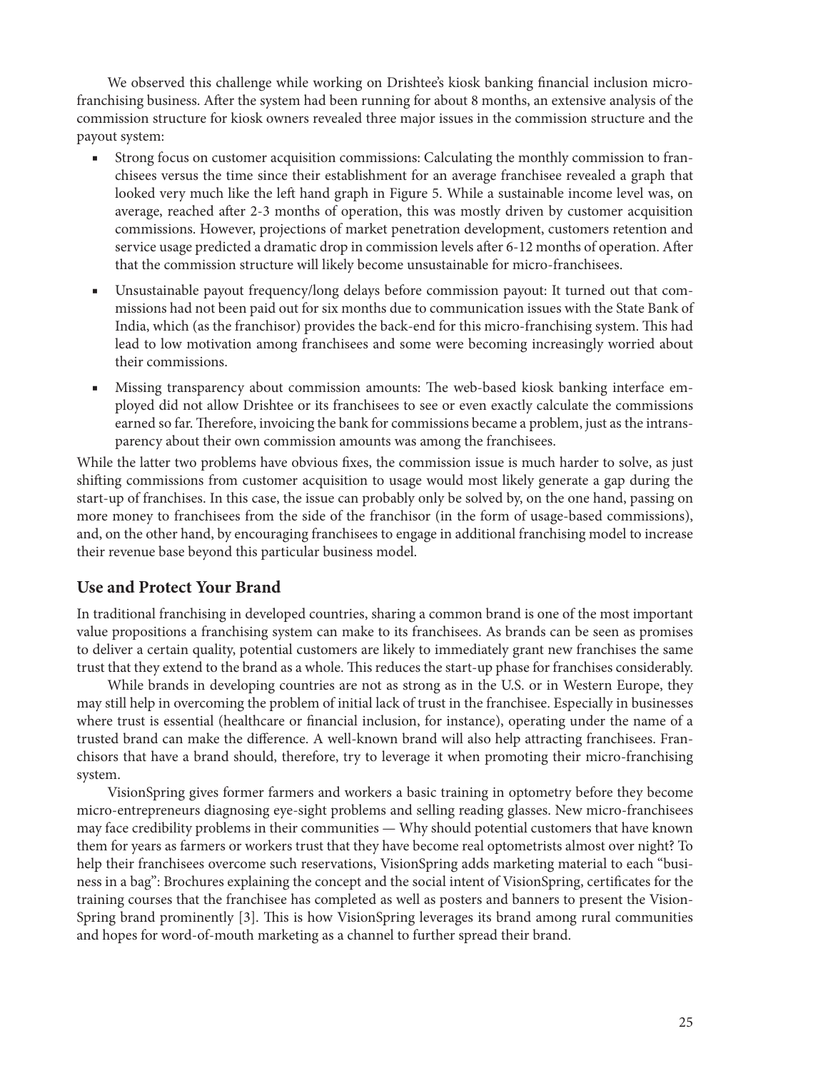We observed this challenge while working on Drishtee's kiosk banking financial inclusion micro-franchising business. After the system had been running for about 8 months, an extensive analysis of the commission structure for kiosk owners revealed three major issues in the commission structure and the payout system:

- Strong focus on customer acquisition commissions: Calculating the monthly commission to franchisees versus the time since their establishment for an average franchisee revealed a graph that looked very much like the left hand graph in Figure 5. While a sustainable income level was, on average, reached after 2-3 months of operation, this was mostly driven by customer acquisition commissions. However, projections of market penetration development, customers retention and service usage predicted a dramatic drop in commission levels after 6-12 months of operation. After that the commission structure will likely become unsustainable for micro-franchisees.
- Unsustainable payout frequency/long delays before commission payout: It turned out that commissions had not been paid out for six months due to communication issues with the State Bank of India, which (as the franchisor) provides the back-end for this micro-franchising system. This had lead to low motivation among franchisees and some were becoming increasingly worried about their commissions.
- Missing transparency about commission amounts: The web-based kiosk banking interface employed did not allow Drishtee or its franchisees to see or even exactly calculate the commissions earned so far. Therefore, invoicing the bank for commissions became a problem, just as the intransparency about their own commission amounts was among the franchisees.

While the latter two problems have obvious fixes, the commission issue is much harder to solve, as just shifting commissions from customer acquisition to usage would most likely generate a gap during the start-up of franchises. In this case, the issue can probably only be solved by, on the one hand, passing on more money to franchisees from the side of the franchisor (in the form of usage-based commissions), and, on the other hand, by encouraging franchisees to engage in additional franchising model to increase their revenue base beyond this particular business model.

## Use and Protect Your Brand

In traditional franchising in developed countries, sharing a common brand is one of the most important value propositions a franchising system can make to its franchisees. As brands can be seen as promises to deliver a certain quality, potential customers are likely to immediately grant new franchises the same trust that they extend to the brand as a whole. This reduces the start-up phase for franchises considerably.

While brands in developing countries are not as strong as in the U.S. or in Western Europe, they may still help in overcoming the problem of initial lack of trust in the franchisee. Especially in businesses where trust is essential (healthcare or financial inclusion, for instance), operating under the name of a trusted brand can make the difference. A well-known brand will also help attracting franchisees. Franchisors that have a brand should, therefore, try to leverage it when promoting their micro-franchising system.

VisionSpring gives former farmers and workers a basic training in optometry before they become micro-entrepreneurs diagnosing eye-sight problems and selling reading glasses. New micro-franchisees may face credibility problems in their communities — Why should potential customers that have known them for years as farmers or workers trust that they have become real optometrists almost over night? To help their franchisees overcome such reservations, VisionSpring adds marketing material to each "business in a bag": Brochures explaining the concept and the social intent of VisionSpring, certificates for the training courses that the franchisee has completed as well as posters and banners to present the VisionSpring brand prominently [3]. This is how VisionSpring leverages its brand among rural communities and hopes for word-of-mouth marketing as a channel to further spread their brand.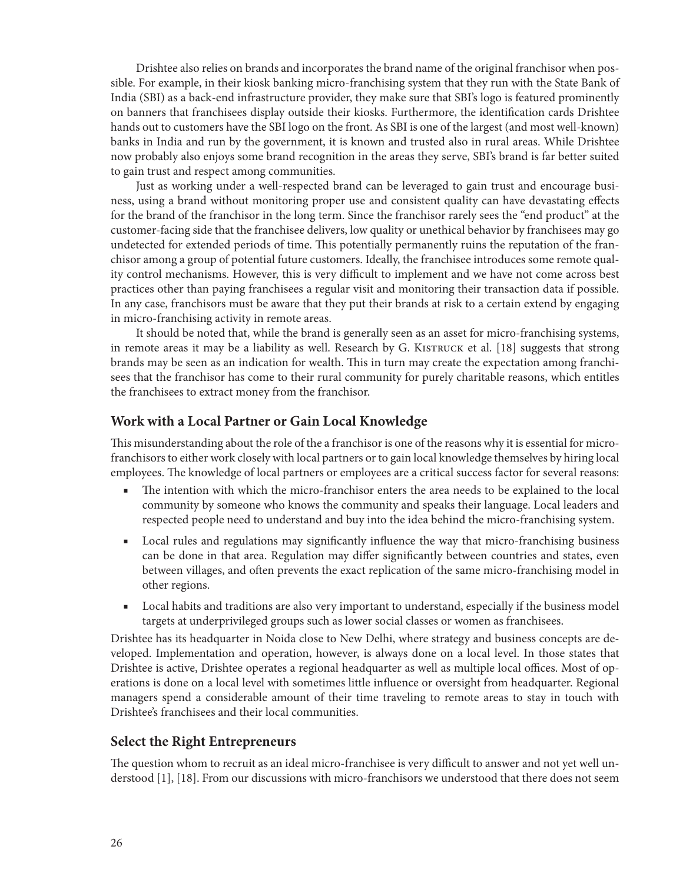Drishtee also relies on brands and incorporates the brand name of the original franchisor when possible. For example, in their kiosk banking micro-franchising system that they run with the State Bank of India (SBI) as a back-end infrastructure provider, they make sure that SBI's logo is featured prominently on banners that franchisees display outside their kiosks. Furthermore, the identification cards Drishtee hands out to customers have the SBI logo on the front. As SBI is one of the largest (and most well-known) banks in India and run by the government, it is known and trusted also in rural areas. While Drishtee now probably also enjoys some brand recognition in the areas they serve, SBI's brand is far better suited to gain trust and respect among communities.

Just as working under a well-respected brand can be leveraged to gain trust and encourage business, using a brand without monitoring proper use and consistent quality can have devastating effects for the brand of the franchisor in the long term. Since the franchisor rarely sees the "end product" at the customer-facing side that the franchisee delivers, low quality or unethical behavior by franchisees may go undetected for extended periods of time. This potentially permanently ruins the reputation of the franchisor among a group of potential future customers. Ideally, the franchisee introduces some remote quality control mechanisms. However, this is very difficult to implement and we have not come across best practices other than paying franchisees a regular visit and monitoring their transaction data if possible. In any case, franchisors must be aware that they put their brands at risk to a certain extend by engaging in micro-franchising activity in remote areas.

It should be noted that, while the brand is generally seen as an asset for micro-franchising systems, in remote areas it may be a liability as well. Research by G. Kistruck et al. [18] suggests that strong brands may be seen as an indication for wealth. This in turn may create the expectation among franchisees that the franchisor has come to their rural community for purely charitable reasons, which entitles the franchisees to extract money from the franchisor.

## Work with a Local Partner or Gain Local Knowledge

This misunderstanding about the role of the a franchisor is one of the reasons why it is essential for micro-franchisors to either work closely with local partners or to gain local knowledge themselves by hiring local employees. The knowledge of local partners or employees are a critical success factor for several reasons:

- The intention with which the micro-franchisor enters the area needs to be explained to the local community by someone who knows the community and speaks their language. Local leaders and respected people need to understand and buy into the idea behind the micro-franchising system.
- Local rules and regulations may significantly influence the way that micro-franchising business can be done in that area. Regulation may differ significantly between countries and states, even between villages, and often prevents the exact replication of the same micro-franchising model in other regions.
- Local habits and traditions are also very important to understand, especially if the business model targets at underprivileged groups such as lower social classes or women as franchisees.

Drishtee has its headquarter in Noida close to New Delhi, where strategy and business concepts are developed. Implementation and operation, however, is always done on a local level. In those states that Drishtee is active, Drishtee operates a regional headquarter as well as multiple local offices. Most of operations is done on a local level with sometimes little influence or oversight from headquarter. Regional managers spend a considerable amount of their time traveling to remote areas to stay in touch with Drishtee's franchisees and their local communities.

## Select the Right Entrepreneurs

The question whom to recruit as an ideal micro-franchisee is very difficult to answer and not yet well understood [1], [18]. From our discussions with micro-franchisors we understood that there does not seem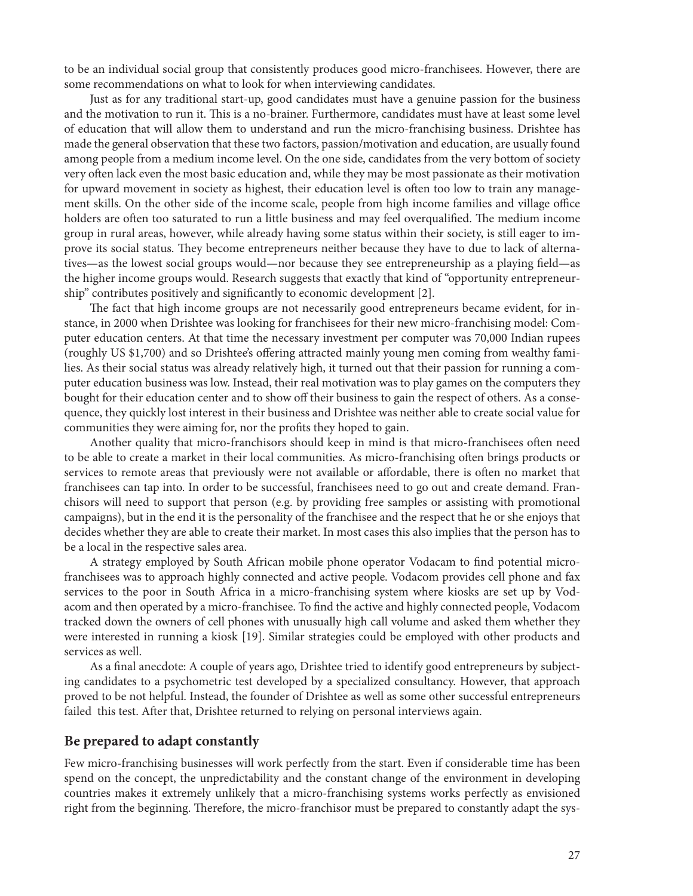to be an individual social group that consistently produces good micro-franchisees. However, there are some recommendations on what to look for when interviewing candidates.

Just as for any traditional start-up, good candidates must have a genuine passion for the business and the motivation to run it. This is a no-brainer. Furthermore, candidates must have at least some level of education that will allow them to understand and run the micro-franchising business. Drishtee has made the general observation that these two factors, passion/motivation and education, are usually found among people from a medium income level. On the one side, candidates from the very bottom of society very often lack even the most basic education and, while they may be most passionate as their motivation for upward movement in society as highest, their education level is often too low to train any management skills. On the other side of the income scale, people from high income families and village office holders are often too saturated to run a little business and may feel overqualified. The medium income group in rural areas, however, while already having some status within their society, is still eager to improve its social status. They become entrepreneurs neither because they have to due to lack of alternatives—as the lowest social groups would—nor because they see entrepreneurship as a playing field—as the higher income groups would. Research suggests that exactly that kind of "opportunity entrepreneurship" contributes positively and significantly to economic development [2].

The fact that high income groups are not necessarily good entrepreneurs became evident, for instance, in 2000 when Drishtee was looking for franchisees for their new micro-franchising model: Computer education centers. At that time the necessary investment per computer was 70,000 Indian rupees (roughly US $1,700) and so Drishtee's offering attracted mainly young men coming from wealthy families. As their social status was already relatively high, it turned out that their passion for running a computer education business was low. Instead, their real motivation was to play games on the computers they bought for their education center and to show off their business to gain the respect of others. As a consequence, they quickly lost interest in their business and Drishtee was neither able to create social value for communities they were aiming for, nor the profits they hoped to gain.

Another quality that micro-franchisors should keep in mind is that micro-franchisees often need to be able to create a market in their local communities. As micro-franchising often brings products or services to remote areas that previously were not available or affordable, there is often no market that franchisees can tap into. In order to be successful, franchisees need to go out and create demand. Franchisors will need to support that person (e.g. by providing free samples or assisting with promotional campaigns), but in the end it is the personality of the franchisee and the respect that he or she enjoys that decides whether they are able to create their market. In most cases this also implies that the person has to be a local in the respective sales area.

A strategy employed by South African mobile phone operator Vodacam to find potential micro-franchisees was to approach highly connected and active people. Vodacom provides cell phone and fax services to the poor in South Africa in a micro-franchising system where kiosks are set up by Vodacom and then operated by a micro-franchisee. To find the active and highly connected people, Vodacom tracked down the owners of cell phones with unusually high call volume and asked them whether they were interested in running a kiosk [19]. Similar strategies could be employed with other products and services as well.

As a final anecdote: A couple of years ago, Drishtee tried to identify good entrepreneurs by subjecting candidates to a psychometric test developed by a specialized consultancy. However, that approach proved to be not helpful. Instead, the founder of Drishtee as well as some other successful entrepreneurs failed this test. After that, Drishtee returned to relying on personal interviews again.

## Be prepared to adapt constantly

Few micro-franchising businesses will work perfectly from the start. Even if considerable time has been spend on the concept, the unpredictability and the constant change of the environment in developing countries makes it extremely unlikely that a micro-franchising systems works perfectly as envisioned right from the beginning. Therefore, the micro-franchisor must be prepared to constantly adapt the sys-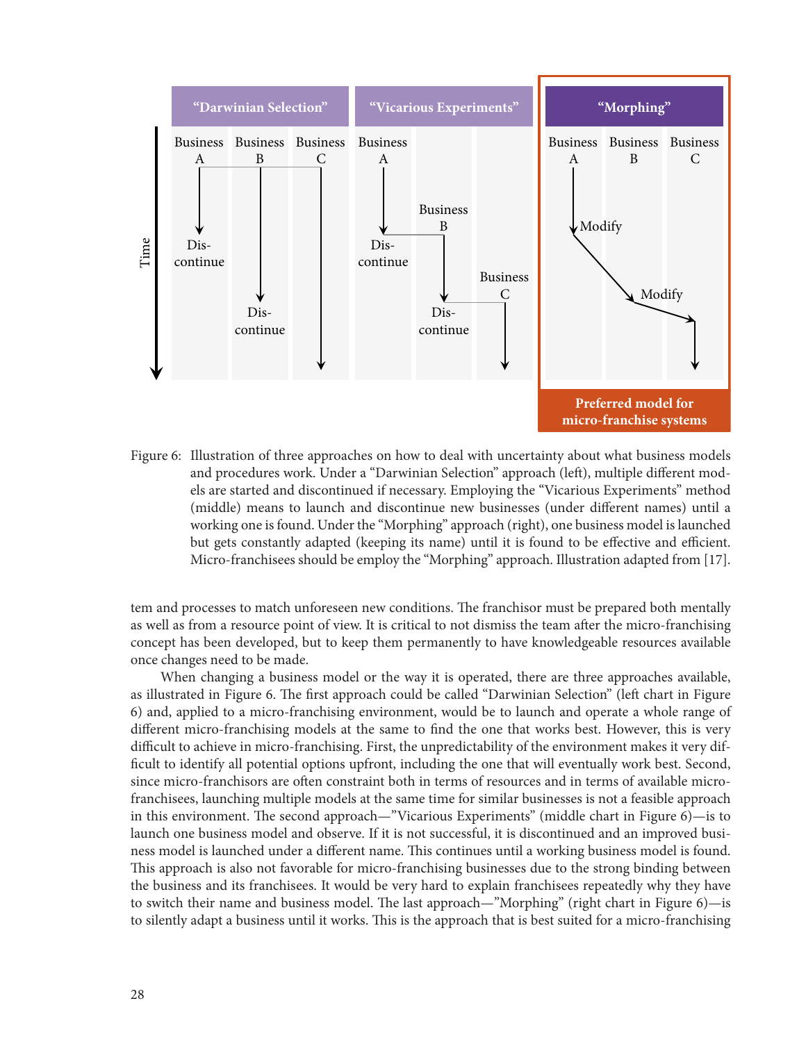Figure 6: Illustration of three approaches on how to deal with uncertainty about what business models and procedures work. Under a "Darwinian Selection" approach (left), multiple different models are started and discontinued if necessary. Employing the "Vicarious Experiments" method (middle) means to launch and discontinue new businesses (under different names) until a working one is found. Under the "Morphing" approach (right), one business model is launched but gets constantly adapted (keeping its name) until it is found to be effective and efficient. Micro-franchisees should be employ the "Morphing" approach. Illustration adapted from [17].

tem and processes to match unforeseen new conditions. The franchisor must be prepared both mentally as well as from a resource point of view. It is critical to not dismiss the team after the micro-franchising concept has been developed, but to keep them permanently to have knowledgeable resources available once changes need to be made.

When changing a business model or the way it is operated, there are three approaches available, as illustrated in Figure 6. The first approach could be called "Darwinian Selection" (left chart in Figure 6) and, applied to a micro-franchising environment, would be to launch and operate a whole range of different micro-franchising models at the same to find the one that works best. However, this is very difficult to achieve in micro-franchising. First, the unpredictability of the environment makes it very difficult to identify all potential options upfront, including the one that will eventually work best. Second, since micro-franchisors are often constraint both in terms of resources and in terms of available micro-franchisees, launching multiple models at the same time for similar businesses is not a feasible approach in this environment. The second approach—"Vicarious Experiments" (middle chart in Figure 6)—is to launch one business model and observe. If it is not successful, it is discontinued and an improved business model is launched under a different name. This continues until a working business model is found. This approach is also not favorable for micro-franchising businesses due to the strong binding between the business and its franchisees. It would be very hard to explain franchisees repeatedly why they have to switch their name and business model. The last approach—"Morphing" (right chart in Figure 6)—is to silently adapt a business until it works. This is the approach that is best suited for a micro-franchising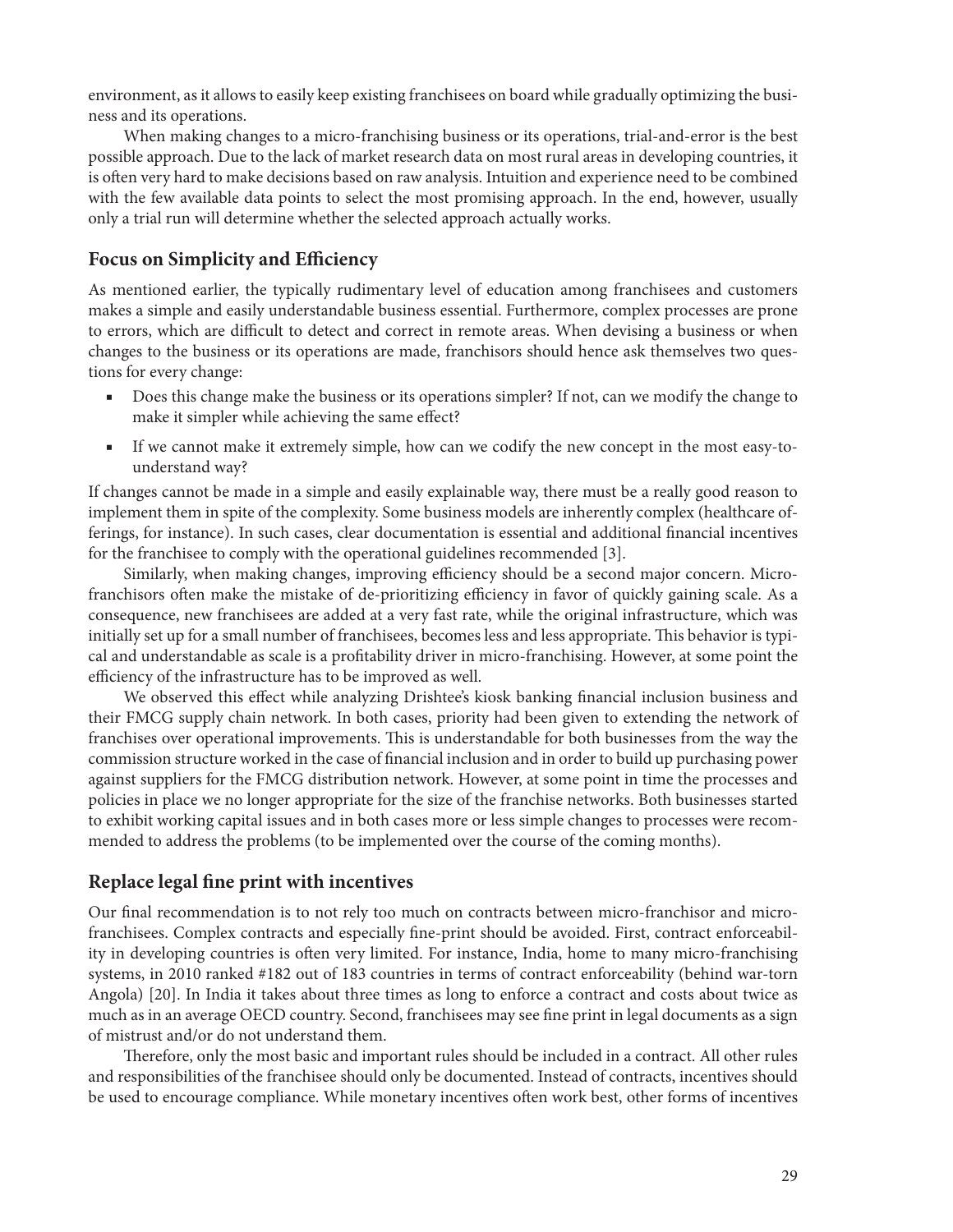environment, as it allows to easily keep existing franchisees on board while gradually optimizing the business and its operations.

When making changes to a micro-franchising business or its operations, trial-and-error is the best possible approach. Due to the lack of market research data on most rural areas in developing countries, it is often very hard to make decisions based on raw analysis. Intuition and experience need to be combined with the few available data points to select the most promising approach. In the end, however, usually only a trial run will determine whether the selected approach actually works.

## Focus on Simplicity and Efficiency

As mentioned earlier, the typically rudimentary level of education among franchisees and customers makes a simple and easily understandable business essential. Furthermore, complex processes are prone to errors, which are difficult to detect and correct in remote areas. When devising a business or when changes to the business or its operations are made, franchisors should hence ask themselves two questions for every change:

- Does this change make the business or its operations simpler? If not, can we modify the change to make it simpler while achieving the same effect?
- If we cannot make it extremely simple, how can we codify the new concept in the most easy-to-understand way?

If changes cannot be made in a simple and easily explainable way, there must be a really good reason to implement them in spite of the complexity. Some business models are inherently complex (healthcare offerings, for instance). In such cases, clear documentation is essential and additional financial incentives for the franchisee to comply with the operational guidelines recommended [3].

Similarly, when making changes, improving efficiency should be a second major concern. Micro-franchisors often make the mistake of de-prioritizing efficiency in favor of quickly gaining scale. As a consequence, new franchisees are added at a very fast rate, while the original infrastructure, which was initially set up for a small number of franchisees, becomes less and less appropriate. This behavior is typical and understandable as scale is a profitability driver in micro-franchising. However, at some point the efficiency of the infrastructure has to be improved as well.

We observed this effect while analyzing Drishtee's kiosk banking financial inclusion business and their FMCG supply chain network. In both cases, priority had been given to extending the network of franchises over operational improvements. This is understandable for both businesses from the way the commission structure worked in the case of financial inclusion and in order to build up purchasing power against suppliers for the FMCG distribution network. However, at some point in time the processes and policies in place we no longer appropriate for the size of the franchise networks. Both businesses started to exhibit working capital issues and in both cases more or less simple changes to processes were recommended to address the problems (to be implemented over the course of the coming months).

## Replace legal fine print with incentives

Our final recommendation is to not rely too much on contracts between micro-franchisor and micro-franchisees. Complex contracts and especially fine-print should be avoided. First, contract enforceability in developing countries is often very limited. For instance, India, home to many micro-franchising systems, in 2010 ranked #182 out of 183 countries in terms of contract enforceability (behind war-torn Angola) [20]. In India it takes about three times as long to enforce a contract and costs about twice as much as in an average OECD country. Second, franchisees may see fine print in legal documents as a sign of mistrust and/or do not understand them.

Therefore, only the most basic and important rules should be included in a contract. All other rules and responsibilities of the franchisee should only be documented. Instead of contracts, incentives should be used to encourage compliance. While monetary incentives often work best, other forms of incentives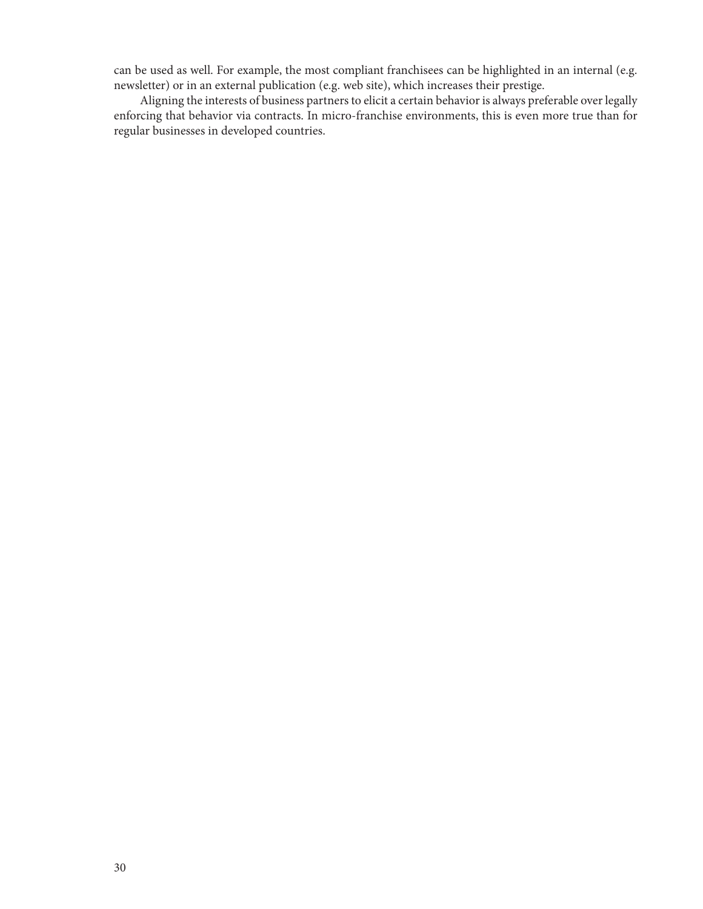can be used as well. For example, the most compliant franchisees can be highlighted in an internal (e.g. newsletter) or in an external publication (e.g. web site), which increases their prestige.

Aligning the interests of business partners to elicit a certain behavior is always preferable over legally enforcing that behavior via contracts. In micro-franchise environments, this is even more true than for regular businesses in developed countries.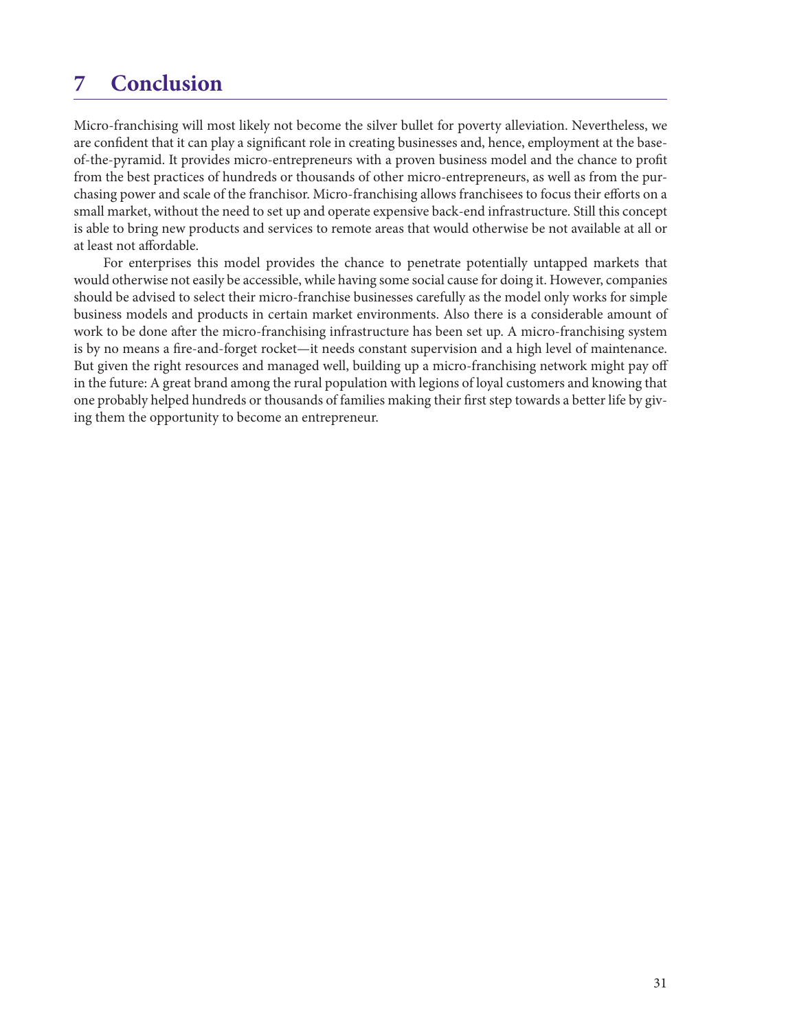# 7 Conclusion

Micro-franchising will most likely not become the silver bullet for poverty alleviation. Nevertheless, we are confident that it can play a significant role in creating businesses and, hence, employment at the base-of-the-pyramid. It provides micro-entrepreneurs with a proven business model and the chance to profit from the best practices of hundreds or thousands of other micro-entrepreneurs, as well as from the purchasing power and scale of the franchisor. Micro-franchising allows franchisees to focus their efforts on a small market, without the need to set up and operate expensive back-end infrastructure. Still this concept is able to bring new products and services to remote areas that would otherwise be not available at all or at least not affordable.

For enterprises this model provides the chance to penetrate potentially untapped markets that would otherwise not easily be accessible, while having some social cause for doing it. However, companies should be advised to select their micro-franchise businesses carefully as the model only works for simple business models and products in certain market environments. Also there is a considerable amount of work to be done after the micro-franchising infrastructure has been set up. A micro-franchising system is by no means a fire-and-forget rocket—it needs constant supervision and a high level of maintenance. But given the right resources and managed well, building up a micro-franchising network might pay off in the future: A great brand among the rural population with legions of loyal customers and knowing that one probably helped hundreds or thousands of families making their first step towards a better life by giving them the opportunity to become an entrepreneur.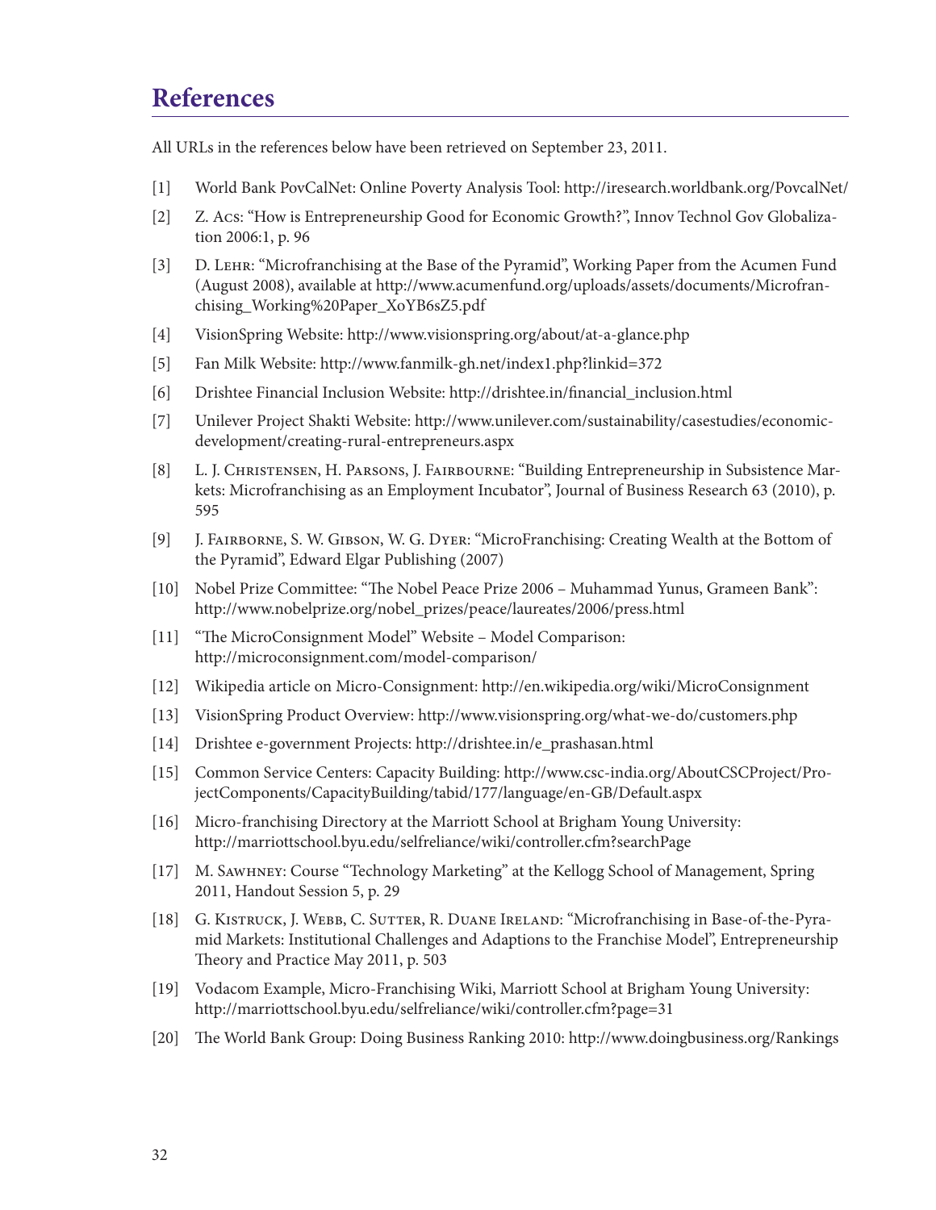# References

All URLs in the references below have been retrieved on September 23, 2011.

[1] World Bank PovCalNet: Online Poverty Analysis Tool: http://iresearch.worldbank.org/PovcalNet/

[2] Z. Acs: "How is Entrepreneurship Good for Economic Growth?", Innov Technol Gov Globalization 2006:1, p. 96

[3] D. Lehr: "Microfranchising at the Base of the Pyramid", Working Paper from the Acumen Fund (August 2008), available at http://www.acumenfund.org/uploads/assets/documents/Microfranchising_Working%20Paper_XoYB6sZ5.pdf

[4] VisionSpring Website: http://www.visionspring.org/about/at-a-glance.php

[5] Fan Milk Website: http://www.fanmilk-gh.net/index1.php?linkid=372

[6] Drishtee Financial Inclusion Website: http://drishtee.in/financial_inclusion.html

[7] Unilever Project Shakti Website: http://www.unilever.com/sustainability/casestudies/economic-development/creating-rural-entrepreneurs.aspx

[8] L. J. Christensen, H. Parsons, J. Fairbourne: "Building Entrepreneurship in Subsistence Markets: Microfranchising as an Employment Incubator", Journal of Business Research 63 (2010), p. 595

[9] J. Fairborne, S. W. Gibson, W. G. Dyer: "MicroFranchising: Creating Wealth at the Bottom of the Pyramid", Edward Elgar Publishing (2007)

[10] Nobel Prize Committee: "The Nobel Peace Prize 2006 – Muhammad Yunus, Grameen Bank": http://www.nobelprize.org/nobel_prizes/peace/laureates/2006/press.html

[11] "The MicroConsignment Model" Website – Model Comparison: http://microconsignment.com/model-comparison/

[12] Wikipedia article on Micro-Consignment: http://en.wikipedia.org/wiki/MicroConsignment

[13] VisionSpring Product Overview: http://www.visionspring.org/what-we-do/customers.php

[14] Drishtee e-government Projects: http://drishtee.in/e_prashasan.html

[15] Common Service Centers: Capacity Building: http://www.csc-india.org/AboutCSCProject/ProjectComponents/CapacityBuilding/tabid/177/language/en-GB/Default.aspx

[16] Micro-franchising Directory at the Marriott School at Brigham Young University: http://marriottschool.byu.edu/selfreliance/wiki/controller.cfm?searchPage

[17] M. Sawhney: Course "Technology Marketing" at the Kellogg School of Management, Spring 2011, Handout Session 5, p. 29

[18] G. Kistruck, J. Webb, C. Sutter, R. Duane Ireland: "Microfranchising in Base-of-the-Pyramid Markets: Institutional Challenges and Adaptions to the Franchise Model", Entrepreneurship Theory and Practice May 2011, p. 503

[19] Vodacom Example, Micro-Franchising Wiki, Marriott School at Brigham Young University: http://marriottschool.byu.edu/selfreliance/wiki/controller.cfm?page=31

[20] The World Bank Group: Doing Business Ranking 2010: http://www.doingbusiness.org/Rankings